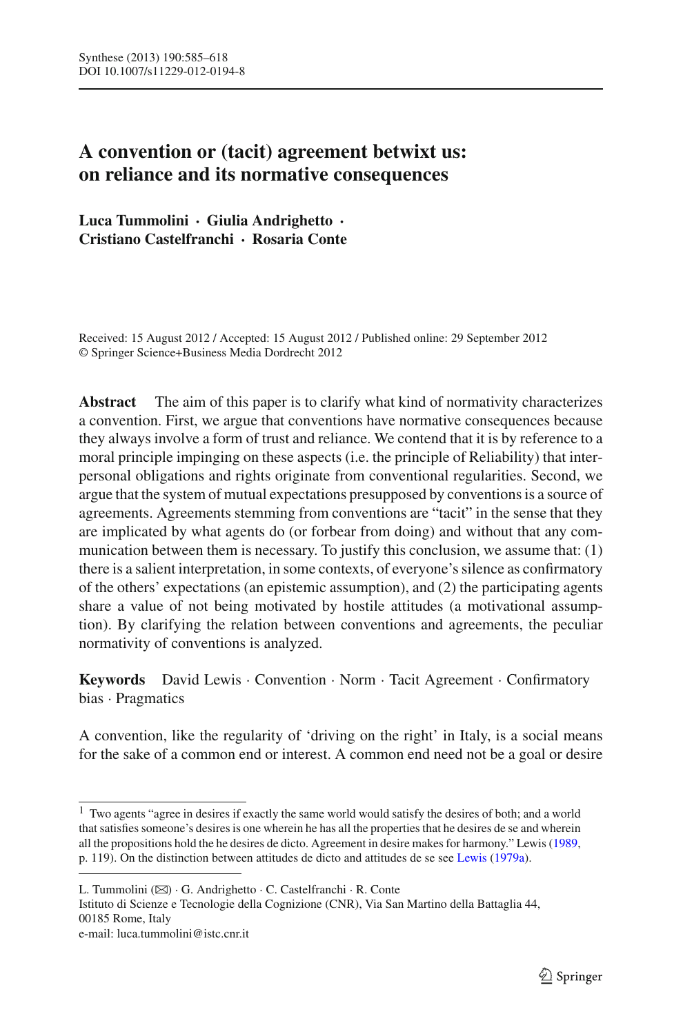# A convention or (tacit) agreement betwixt us: on reliance and its normative consequences

**Luca Tummolini · Giulia Andrighetto · Cristiano Castelfranchi · Rosaria Conte**

Received: 15 August 2012 / Accepted: 15 August 2012 / Published online: 29 September 2012
© Springer Science+Business Media Dordrecht 2012

**Abstract** The aim of this paper is to clarify what kind of normativity characterizes a convention. First, we argue that conventions have normative consequences because they always involve a form of trust and reliance. We contend that it is by reference to a moral principle impinging on these aspects (i.e. the principle of Reliability) that interpersonal obligations and rights originate from conventional regularities. Second, we argue that the system of mutual expectations presupposed by conventions is a source of agreements. Agreements stemming from conventions are "tacit" in the sense that they are implicated by what agents do (or forbear from doing) and without that any communication between them is necessary. To justify this conclusion, we assume that: (1) there is a salient interpretation, in some contexts, of everyone's silence as confirmatory of the others' expectations (an epistemic assumption), and (2) the participating agents share a value of not being motivated by hostile attitudes (a motivational assumption). By clarifying the relation between conventions and agreements, the peculiar normativity of conventions is analyzed.

**Keywords** David Lewis · Convention · Norm · Tacit Agreement · Confirmatory bias · Pragmatics

A convention, like the regularity of 'driving on the right' in Italy, is a social means for the sake of a common end or interest. A common end need not be a goal or desire

[1] Two agents "agree in desires if exactly the same world would satisfy the desires of both; and a world that satisfies someone's desires is one wherein he has all the properties that he desires de se and wherein all the propositions hold the he desires de dicto. Agreement in desire makes for harmony." Lewis (1989, p. 119). On the distinction between attitudes de dicto and attitudes de se see Lewis (1979a).

L. Tummolini (✉) · G. Andrighetto · C. Castelfranchi · R. Conte
Istituto di Scienze e Tecnologie della Cognizione (CNR), Via San Martino della Battaglia 44, 00185 Rome, Italy
e-mail: luca.tummolini@istc.cnr.it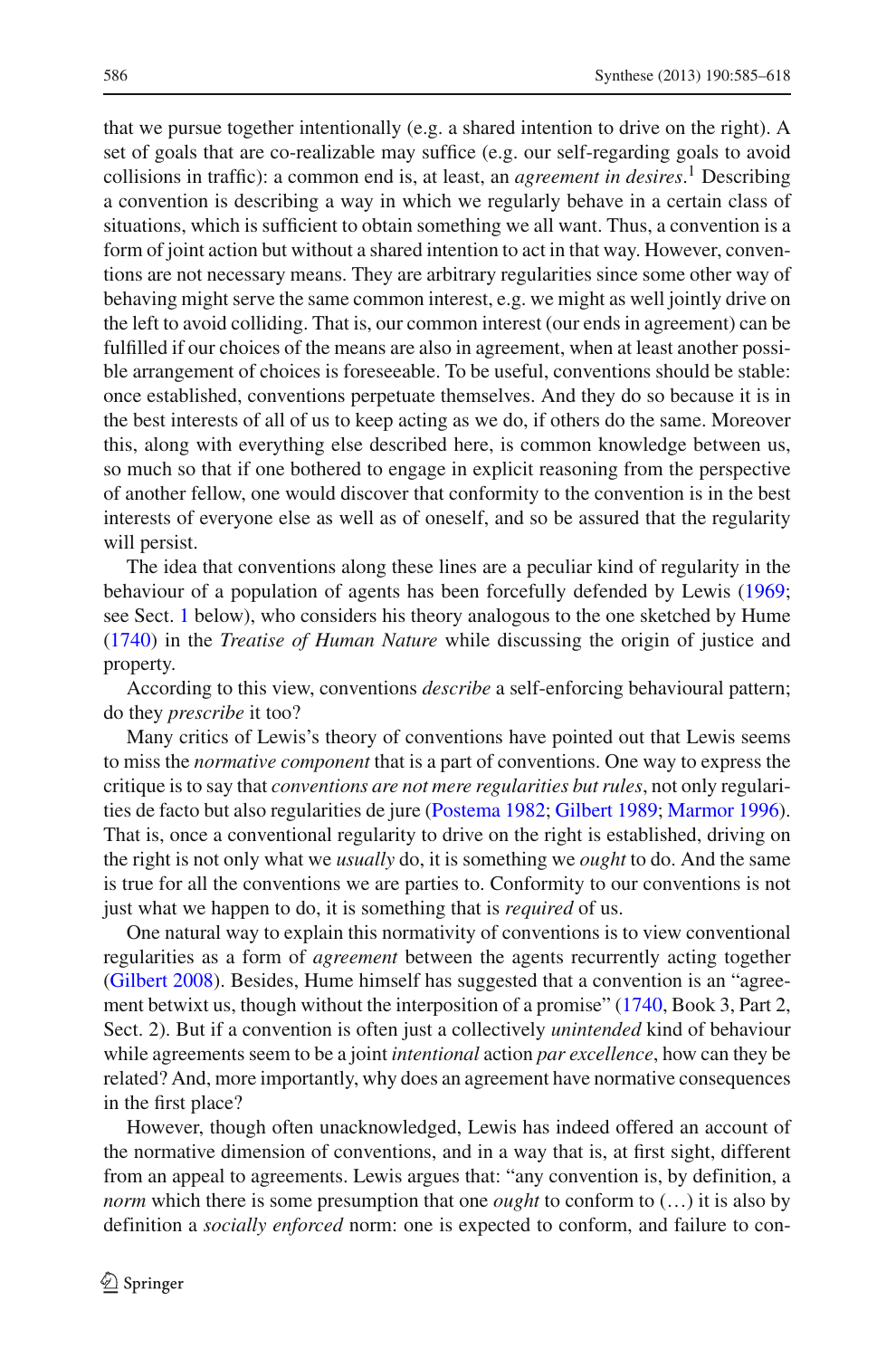that we pursue together intentionally (e.g. a shared intention to drive on the right). A set of goals that are co-realizable may suffice (e.g. our self-regarding goals to avoid collisions in traffic): a common end is, at least, an *agreement in desires*.[1] Describing a convention is describing a way in which we regularly behave in a certain class of situations, which is sufficient to obtain something we all want. Thus, a convention is a form of joint action but without a shared intention to act in that way. However, conventions are not necessary means. They are arbitrary regularities since some other way of behaving might serve the same common interest, e.g. we might as well jointly drive on the left to avoid colliding. That is, our common interest (our ends in agreement) can be fulfilled if our choices of the means are also in agreement, when at least another possible arrangement of choices is foreseeable. To be useful, conventions should be stable: once established, conventions perpetuate themselves. And they do so because it is in the best interests of all of us to keep acting as we do, if others do the same. Moreover this, along with everything else described here, is common knowledge between us, so much so that if one bothered to engage in explicit reasoning from the perspective of another fellow, one would discover that conformity to the convention is in the best interests of everyone else as well as of oneself, and so be assured that the regularity will persist.

The idea that conventions along these lines are a peculiar kind of regularity in the behaviour of a population of agents has been forcefully defended by Lewis (1969; see Sect. 1 below), who considers his theory analogous to the one sketched by Hume (1740) in the *Treatise of Human Nature* while discussing the origin of justice and property.

According to this view, conventions *describe* a self-enforcing behavioural pattern; do they *prescribe* it too?

Many critics of Lewis's theory of conventions have pointed out that Lewis seems to miss the *normative component* that is a part of conventions. One way to express the critique is to say that *conventions are not mere regularities but rules*, not only regularities de facto but also regularities de jure (Postema 1982; Gilbert 1989; Marmor 1996). That is, once a conventional regularity to drive on the right is established, driving on the right is not only what we *usually* do, it is something we *ought* to do. And the same is true for all the conventions we are parties to. Conformity to our conventions is not just what we happen to do, it is something that is *required* of us.

One natural way to explain this normativity of conventions is to view conventional regularities as a form of *agreement* between the agents recurrently acting together (Gilbert 2008). Besides, Hume himself has suggested that a convention is an "agreement betwixt us, though without the interposition of a promise" (1740, Book 3, Part 2, Sect. 2). But if a convention is often just a collectively *unintended* kind of behaviour while agreements seem to be a joint *intentional* action *par excellence*, how can they be related? And, more importantly, why does an agreement have normative consequences in the first place?

However, though often unacknowledged, Lewis has indeed offered an account of the normative dimension of conventions, and in a way that is, at first sight, different from an appeal to agreements. Lewis argues that: "any convention is, by definition, a *norm* which there is some presumption that one *ought* to conform to (…) it is also by definition a *socially enforced* norm: one is expected to conform, and failure to con-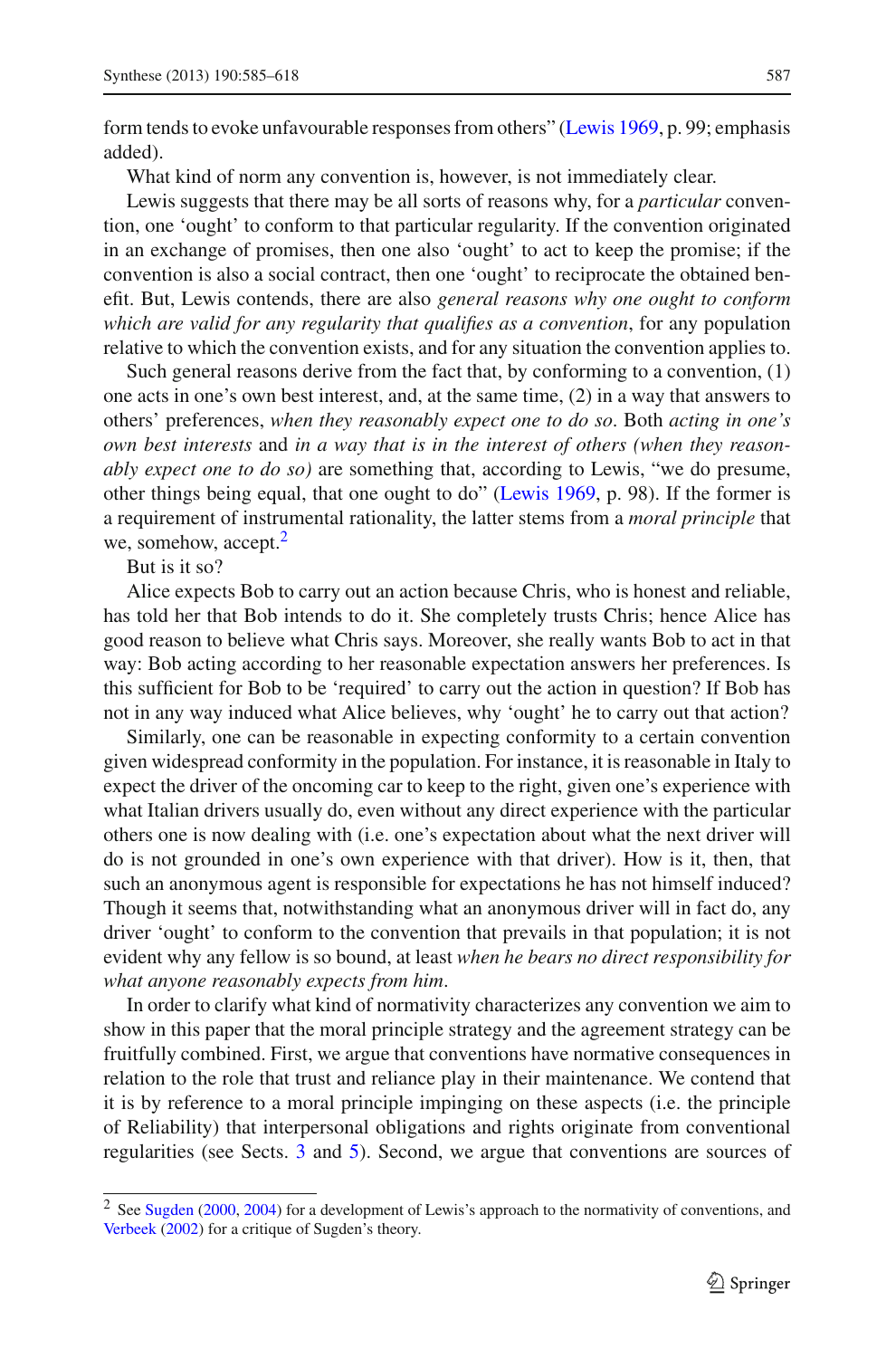form tends to evoke unfavourable responses from others" (Lewis 1969, p. 99; emphasis added).

What kind of norm any convention is, however, is not immediately clear.

Lewis suggests that there may be all sorts of reasons why, for a *particular* convention, one 'ought' to conform to that particular regularity. If the convention originated in an exchange of promises, then one also 'ought' to act to keep the promise; if the convention is also a social contract, then one 'ought' to reciprocate the obtained benefit. But, Lewis contends, there are also *general reasons why one ought to conform which are valid for any regularity that qualifies as a convention*, for any population relative to which the convention exists, and for any situation the convention applies to.

Such general reasons derive from the fact that, by conforming to a convention, (1) one acts in one's own best interest, and, at the same time, (2) in a way that answers to others' preferences, *when they reasonably expect one to do so*. Both *acting in one's own best interests* and *in a way that is in the interest of others (when they reasonably expect one to do so)* are something that, according to Lewis, "we do presume, other things being equal, that one ought to do" (Lewis 1969, p. 98). If the former is a requirement of instrumental rationality, the latter stems from a *moral principle* that we, somehow, accept.[2]

But is it so?

Alice expects Bob to carry out an action because Chris, who is honest and reliable, has told her that Bob intends to do it. She completely trusts Chris; hence Alice has good reason to believe what Chris says. Moreover, she really wants Bob to act in that way: Bob acting according to her reasonable expectation answers her preferences. Is this sufficient for Bob to be 'required' to carry out the action in question? If Bob has not in any way induced what Alice believes, why 'ought' he to carry out that action?

Similarly, one can be reasonable in expecting conformity to a certain convention given widespread conformity in the population. For instance, it is reasonable in Italy to expect the driver of the oncoming car to keep to the right, given one's experience with what Italian drivers usually do, even without any direct experience with the particular others one is now dealing with (i.e. one's expectation about what the next driver will do is not grounded in one's own experience with that driver). How is it, then, that such an anonymous agent is responsible for expectations he has not himself induced? Though it seems that, notwithstanding what an anonymous driver will in fact do, any driver 'ought' to conform to the convention that prevails in that population; it is not evident why any fellow is so bound, at least *when he bears no direct responsibility for what anyone reasonably expects from him*.

In order to clarify what kind of normativity characterizes any convention we aim to show in this paper that the moral principle strategy and the agreement strategy can be fruitfully combined. First, we argue that conventions have normative consequences in relation to the role that trust and reliance play in their maintenance. We contend that it is by reference to a moral principle impinging on these aspects (i.e. the principle of Reliability) that interpersonal obligations and rights originate from conventional regularities (see Sects. 3 and 5). Second, we argue that conventions are sources of

[2] See Sugden (2000, 2004) for a development of Lewis's approach to the normativity of conventions, and Verbeek (2002) for a critique of Sugden's theory.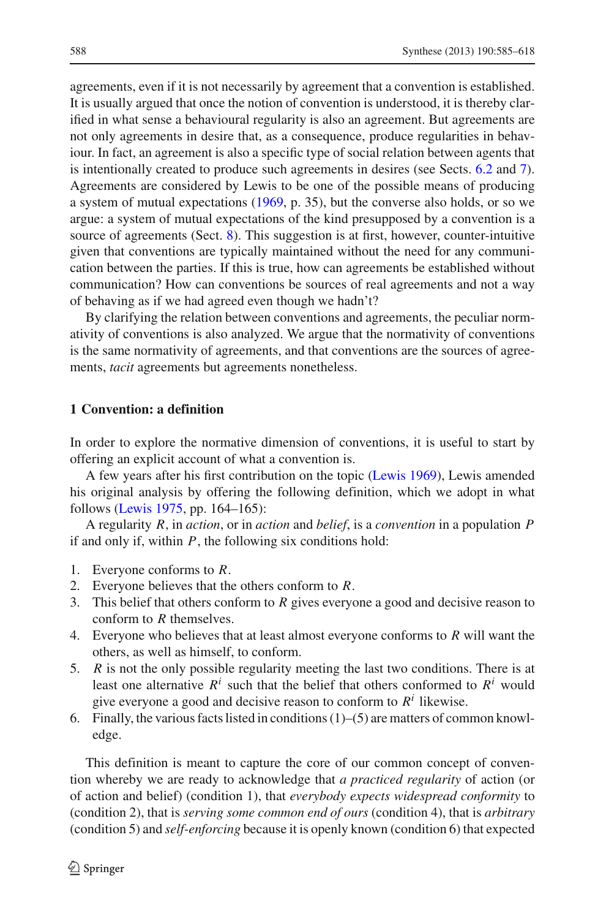agreements, even if it is not necessarily by agreement that a convention is established. It is usually argued that once the notion of convention is understood, it is thereby clarified in what sense a behavioural regularity is also an agreement. But agreements are not only agreements in desire that, as a consequence, produce regularities in behaviour. In fact, an agreement is also a specific type of social relation between agents that is intentionally created to produce such agreements in desires (see Sects. 6.2 and 7). Agreements are considered by Lewis to be one of the possible means of producing a system of mutual expectations (1969, p. 35), but the converse also holds, or so we argue: a system of mutual expectations of the kind presupposed by a convention is a source of agreements (Sect. 8). This suggestion is at first, however, counter-intuitive given that conventions are typically maintained without the need for any communication between the parties. If this is true, how can agreements be established without communication? How can conventions be sources of real agreements and not a way of behaving as if we had agreed even though we hadn't?

By clarifying the relation between conventions and agreements, the peculiar normativity of conventions is also analyzed. We argue that the normativity of conventions is the same normativity of agreements, and that conventions are the sources of agreements, *tacit* agreements but agreements nonetheless.

## 1 Convention: a definition

In order to explore the normative dimension of conventions, it is useful to start by offering an explicit account of what a convention is.

A few years after his first contribution on the topic (Lewis 1969), Lewis amended his original analysis by offering the following definition, which we adopt in what follows (Lewis 1975, pp. 164–165):

A regularity $R$, in *action*, or in *action* and *belief*, is a *convention* in a population $P$ if and only if, within $P$, the following six conditions hold:

1. Everyone conforms to $R$.
2. Everyone believes that the others conform to $R$.
3. This belief that others conform to $R$ gives everyone a good and decisive reason to conform to $R$ themselves.
4. Everyone who believes that at least almost everyone conforms to $R$ will want the others, as well as himself, to conform.
5. $R$ is not the only possible regularity meeting the last two conditions. There is at least one alternative $R^i$ such that the belief that others conformed to $R^i$ would give everyone a good and decisive reason to conform to $R^i$ likewise.
6. Finally, the various facts listed in conditions (1)–(5) are matters of common knowledge.

This definition is meant to capture the core of our common concept of convention whereby we are ready to acknowledge that *a practiced regularity* of action (or of action and belief) (condition 1), that *everybody expects widespread conformity* to (condition 2), that is *serving some common end of ours* (condition 4), that is *arbitrary* (condition 5) and *self-enforcing* because it is openly known (condition 6) that expected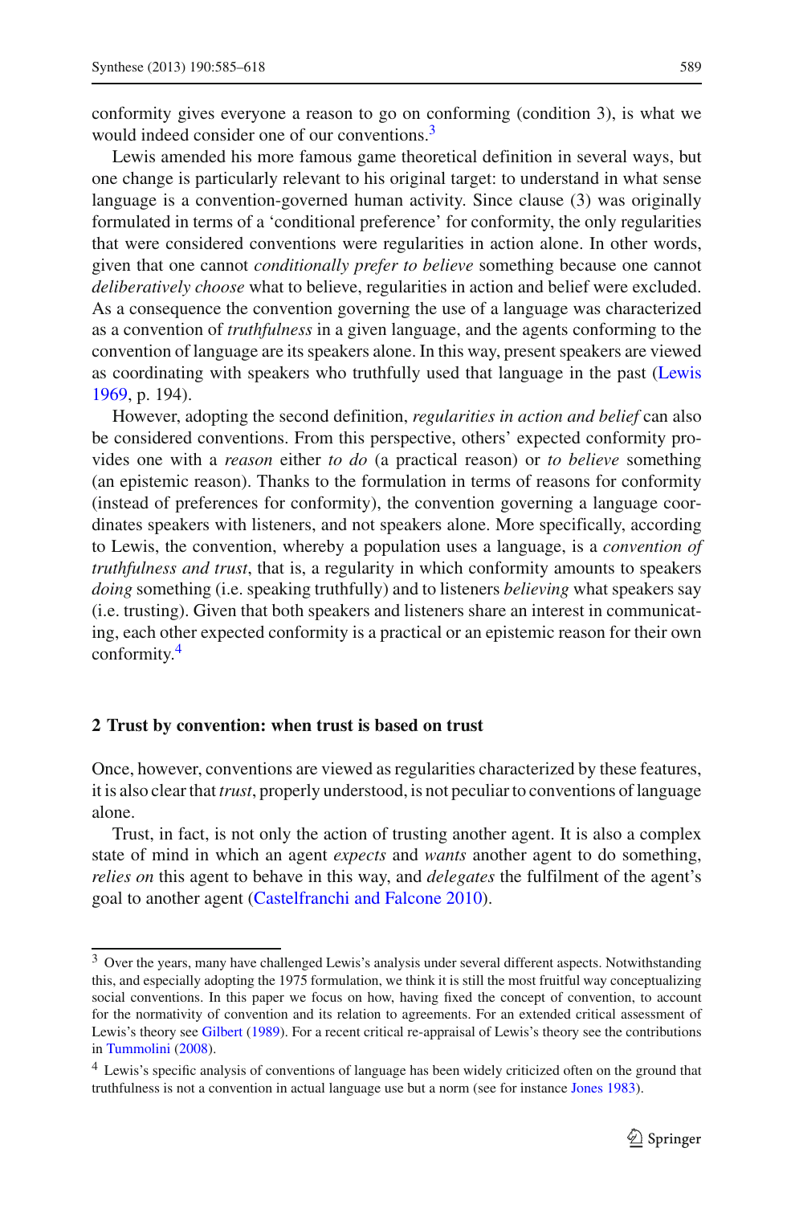conformity gives everyone a reason to go on conforming (condition 3), is what we would indeed consider one of our conventions.[3]

Lewis amended his more famous game theoretical definition in several ways, but one change is particularly relevant to his original target: to understand in what sense language is a convention-governed human activity. Since clause (3) was originally formulated in terms of a 'conditional preference' for conformity, the only regularities that were considered conventions were regularities in action alone. In other words, given that one cannot *conditionally prefer to believe* something because one cannot *deliberatively choose* what to believe, regularities in action and belief were excluded. As a consequence the convention governing the use of a language was characterized as a convention of *truthfulness* in a given language, and the agents conforming to the convention of language are its speakers alone. In this way, present speakers are viewed as coordinating with speakers who truthfully used that language in the past (Lewis 1969, p. 194).

However, adopting the second definition, *regularities in action and belief* can also be considered conventions. From this perspective, others' expected conformity provides one with a *reason* either *to do* (a practical reason) or *to believe* something (an epistemic reason). Thanks to the formulation in terms of reasons for conformity (instead of preferences for conformity), the convention governing a language coordinates speakers with listeners, and not speakers alone. More specifically, according to Lewis, the convention, whereby a population uses a language, is a *convention of truthfulness and trust*, that is, a regularity in which conformity amounts to speakers *doing* something (i.e. speaking truthfully) and to listeners *believing* what speakers say (i.e. trusting). Given that both speakers and listeners share an interest in communicating, each other expected conformity is a practical or an epistemic reason for their own conformity.[4]

## 2 Trust by convention: when trust is based on trust

Once, however, conventions are viewed as regularities characterized by these features, it is also clear that *trust*, properly understood, is not peculiar to conventions of language alone.

Trust, in fact, is not only the action of trusting another agent. It is also a complex state of mind in which an agent *expects* and *wants* another agent to do something, *relies on* this agent to behave in this way, and *delegates* the fulfilment of the agent's goal to another agent (Castelfranchi and Falcone 2010).

---

[3] Over the years, many have challenged Lewis's analysis under several different aspects. Notwithstanding this, and especially adopting the 1975 formulation, we think it is still the most fruitful way conceptualizing social conventions. In this paper we focus on how, having fixed the concept of convention, to account for the normativity of convention and its relation to agreements. For an extended critical assessment of Lewis's theory see Gilbert (1989). For a recent critical re-appraisal of Lewis's theory see the contributions in Tummolini (2008).

[4] Lewis's specific analysis of conventions of language has been widely criticized often on the ground that truthfulness is not a convention in actual language use but a norm (see for instance Jones 1983).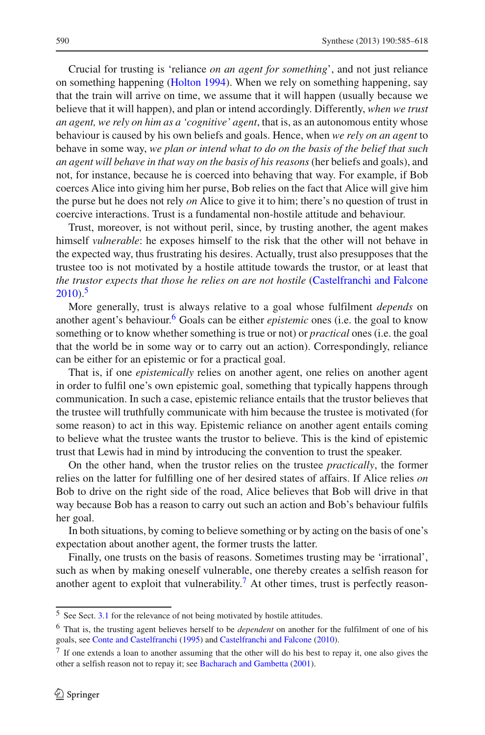Crucial for trusting is 'reliance *on an agent for something*', and not just reliance on something happening (Holton 1994). When we rely on something happening, say that the train will arrive on time, we assume that it will happen (usually because we believe that it will happen), and plan or intend accordingly. Differently, *when we trust an agent, we rely on him as a 'cognitive' agent*, that is, as an autonomous entity whose behaviour is caused by his own beliefs and goals. Hence, when *we rely on an agent* to behave in some way, *we plan or intend what to do on the basis of the belief that such an agent will behave in that way on the basis of his reasons* (her beliefs and goals), and not, for instance, because he is coerced into behaving that way. For example, if Bob coerces Alice into giving him her purse, Bob relies on the fact that Alice will give him the purse but he does not rely *on* Alice to give it to him; there's no question of trust in coercive interactions. Trust is a fundamental non-hostile attitude and behaviour.

Trust, moreover, is not without peril, since, by trusting another, the agent makes himself *vulnerable*: he exposes himself to the risk that the other will not behave in the expected way, thus frustrating his desires. Actually, trust also presupposes that the trustee too is not motivated by a hostile attitude towards the trustor, or at least that *the trustor expects that those he relies on are not hostile* (Castelfranchi and Falcone 2010).[5]

More generally, trust is always relative to a goal whose fulfilment *depends* on another agent's behaviour.[6] Goals can be either *epistemic* ones (i.e. the goal to know something or to know whether something is true or not) or *practical* ones (i.e. the goal that the world be in some way or to carry out an action). Correspondingly, reliance can be either for an epistemic or for a practical goal.

That is, if one *epistemically* relies on another agent, one relies on another agent in order to fulfil one's own epistemic goal, something that typically happens through communication. In such a case, epistemic reliance entails that the trustor believes that the trustee will truthfully communicate with him because the trustee is motivated (for some reason) to act in this way. Epistemic reliance on another agent entails coming to believe what the trustee wants the trustor to believe. This is the kind of epistemic trust that Lewis had in mind by introducing the convention to trust the speaker.

On the other hand, when the trustor relies on the trustee *practically*, the former relies on the latter for fulfilling one of her desired states of affairs. If Alice relies *on* Bob to drive on the right side of the road, Alice believes that Bob will drive in that way because Bob has a reason to carry out such an action and Bob's behaviour fulfils her goal.

In both situations, by coming to believe something or by acting on the basis of one's expectation about another agent, the former trusts the latter.

Finally, one trusts on the basis of reasons. Sometimes trusting may be 'irrational', such as when by making oneself vulnerable, one thereby creates a selfish reason for another agent to exploit that vulnerability.[7] At other times, trust is perfectly reason-

---

[5] See Sect. 3.1 for the relevance of not being motivated by hostile attitudes.

[6] That is, the trusting agent believes herself to be *dependent* on another for the fulfilment of one of his goals, see Conte and Castelfranchi (1995) and Castelfranchi and Falcone (2010).

[7] If one extends a loan to another assuming that the other will do his best to repay it, one also gives the other a selfish reason not to repay it; see Bacharach and Gambetta (2001).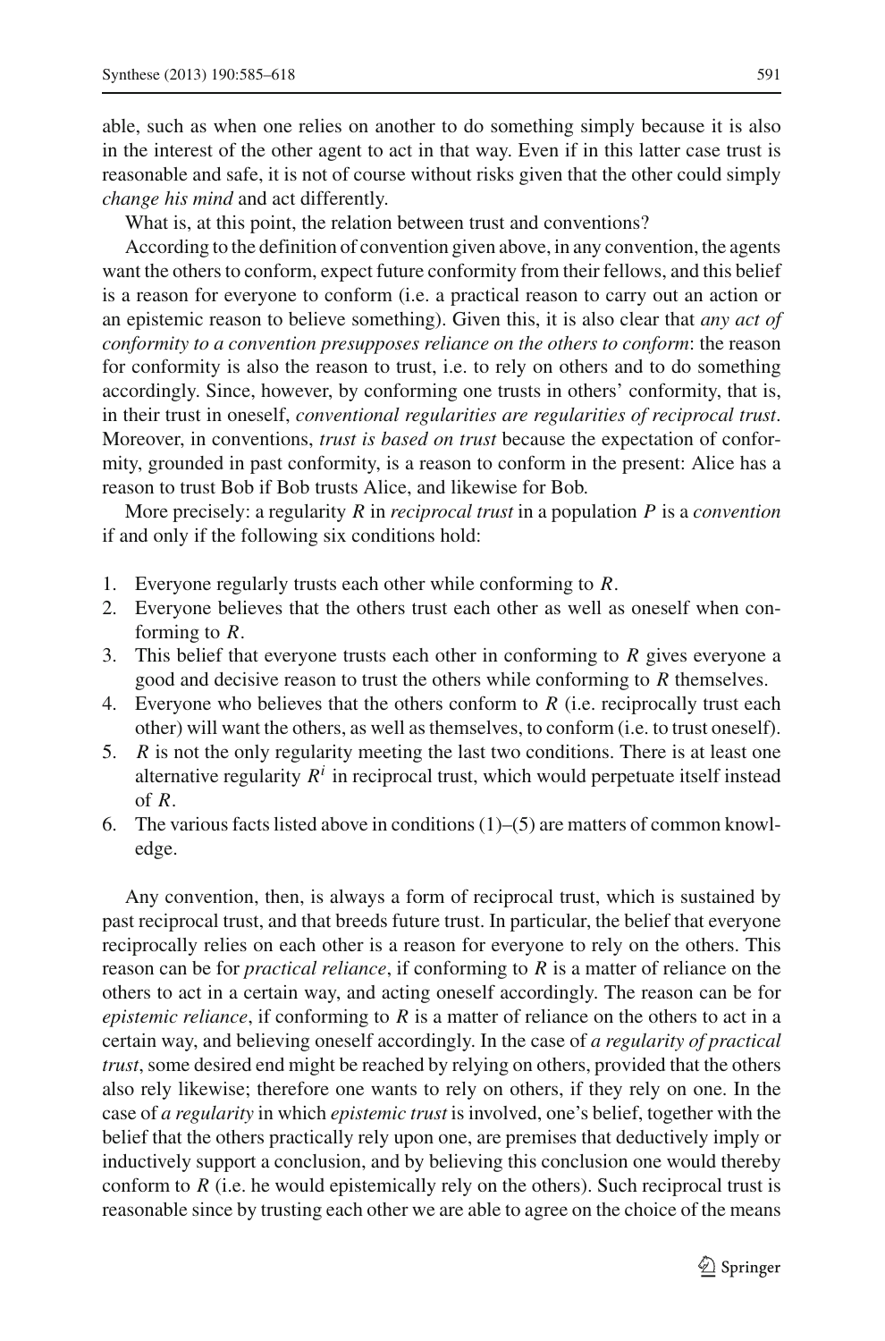able, such as when one relies on another to do something simply because it is also in the interest of the other agent to act in that way. Even if in this latter case trust is reasonable and safe, it is not of course without risks given that the other could simply *change his mind* and act differently.

What is, at this point, the relation between trust and conventions?

According to the definition of convention given above, in any convention, the agents want the others to conform, expect future conformity from their fellows, and this belief is a reason for everyone to conform (i.e. a practical reason to carry out an action or an epistemic reason to believe something). Given this, it is also clear that *any act of conformity to a convention presupposes reliance on the others to conform*: the reason for conformity is also the reason to trust, i.e. to rely on others and to do something accordingly. Since, however, by conforming one trusts in others' conformity, that is, in their trust in oneself, *conventional regularities are regularities of reciprocal trust*. Moreover, in conventions, *trust is based on trust* because the expectation of conformity, grounded in past conformity, is a reason to conform in the present: Alice has a reason to trust Bob if Bob trusts Alice, and likewise for Bob.

More precisely: a regularity $R$ in *reciprocal trust* in a population $P$ is a *convention* if and only if the following six conditions hold:

1. Everyone regularly trusts each other while conforming to $R$.
2. Everyone believes that the others trust each other as well as oneself when conforming to $R$.
3. This belief that everyone trusts each other in conforming to $R$ gives everyone a good and decisive reason to trust the others while conforming to $R$ themselves.
4. Everyone who believes that the others conform to $R$ (i.e. reciprocally trust each other) will want the others, as well as themselves, to conform (i.e. to trust oneself).
5. $R$ is not the only regularity meeting the last two conditions. There is at least one alternative regularity $R^i$ in reciprocal trust, which would perpetuate itself instead of $R$.
6. The various facts listed above in conditions (1)–(5) are matters of common knowledge.

Any convention, then, is always a form of reciprocal trust, which is sustained by past reciprocal trust, and that breeds future trust. In particular, the belief that everyone reciprocally relies on each other is a reason for everyone to rely on the others. This reason can be for *practical reliance*, if conforming to $R$ is a matter of reliance on the others to act in a certain way, and acting oneself accordingly. The reason can be for *epistemic reliance*, if conforming to $R$ is a matter of reliance on the others to act in a certain way, and believing oneself accordingly. In the case of *a regularity of practical trust*, some desired end might be reached by relying on others, provided that the others also rely likewise; therefore one wants to rely on others, if they rely on one. In the case of *a regularity* in which *epistemic trust* is involved, one's belief, together with the belief that the others practically rely upon one, are premises that deductively imply or inductively support a conclusion, and by believing this conclusion one would thereby conform to $R$ (i.e. he would epistemically rely on the others). Such reciprocal trust is reasonable since by trusting each other we are able to agree on the choice of the means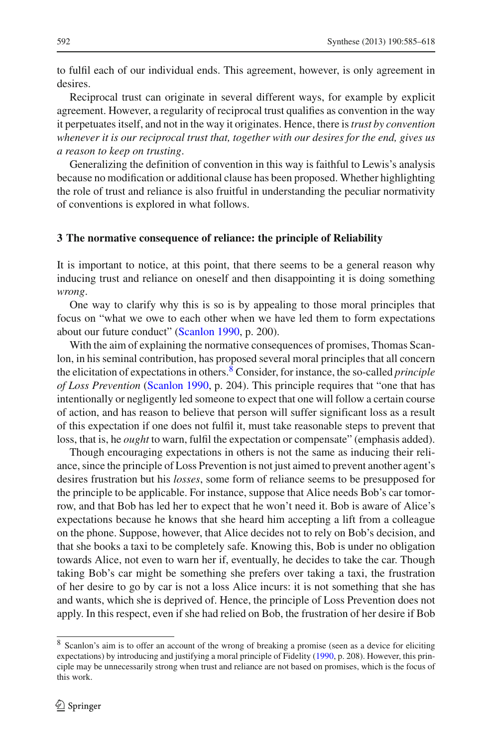to fulfil each of our individual ends. This agreement, however, is only agreement in desires.

Reciprocal trust can originate in several different ways, for example by explicit agreement. However, a regularity of reciprocal trust qualifies as convention in the way it perpetuates itself, and not in the way it originates. Hence, there is *trust by convention whenever it is our reciprocal trust that, together with our desires for the end, gives us a reason to keep on trusting*.

Generalizing the definition of convention in this way is faithful to Lewis's analysis because no modification or additional clause has been proposed. Whether highlighting the role of trust and reliance is also fruitful in understanding the peculiar normativity of conventions is explored in what follows.

## 3 The normative consequence of reliance: the principle of Reliability

It is important to notice, at this point, that there seems to be a general reason why inducing trust and reliance on oneself and then disappointing it is doing something *wrong*.

One way to clarify why this is so is by appealing to those moral principles that focus on "what we owe to each other when we have led them to form expectations about our future conduct" (Scanlon 1990, p. 200).

With the aim of explaining the normative consequences of promises, Thomas Scanlon, in his seminal contribution, has proposed several moral principles that all concern the elicitation of expectations in others.[8] Consider, for instance, the so-called *principle of Loss Prevention* (Scanlon 1990, p. 204). This principle requires that "one that has intentionally or negligently led someone to expect that one will follow a certain course of action, and has reason to believe that person will suffer significant loss as a result of this expectation if one does not fulfil it, must take reasonable steps to prevent that loss, that is, he *ought* to warn, fulfil the expectation or compensate" (emphasis added).

Though encouraging expectations in others is not the same as inducing their reliance, since the principle of Loss Prevention is not just aimed to prevent another agent's desires frustration but his *losses*, some form of reliance seems to be presupposed for the principle to be applicable. For instance, suppose that Alice needs Bob's car tomorrow, and that Bob has led her to expect that he won't need it. Bob is aware of Alice's expectations because he knows that she heard him accepting a lift from a colleague on the phone. Suppose, however, that Alice decides not to rely on Bob's decision, and that she books a taxi to be completely safe. Knowing this, Bob is under no obligation towards Alice, not even to warn her if, eventually, he decides to take the car. Though taking Bob's car might be something she prefers over taking a taxi, the frustration of her desire to go by car is not a loss Alice incurs: it is not something that she has and wants, which she is deprived of. Hence, the principle of Loss Prevention does not apply. In this respect, even if she had relied on Bob, the frustration of her desire if Bob

[8] Scanlon's aim is to offer an account of the wrong of breaking a promise (seen as a device for eliciting expectations) by introducing and justifying a moral principle of Fidelity (1990, p. 208). However, this principle may be unnecessarily strong when trust and reliance are not based on promises, which is the focus of this work.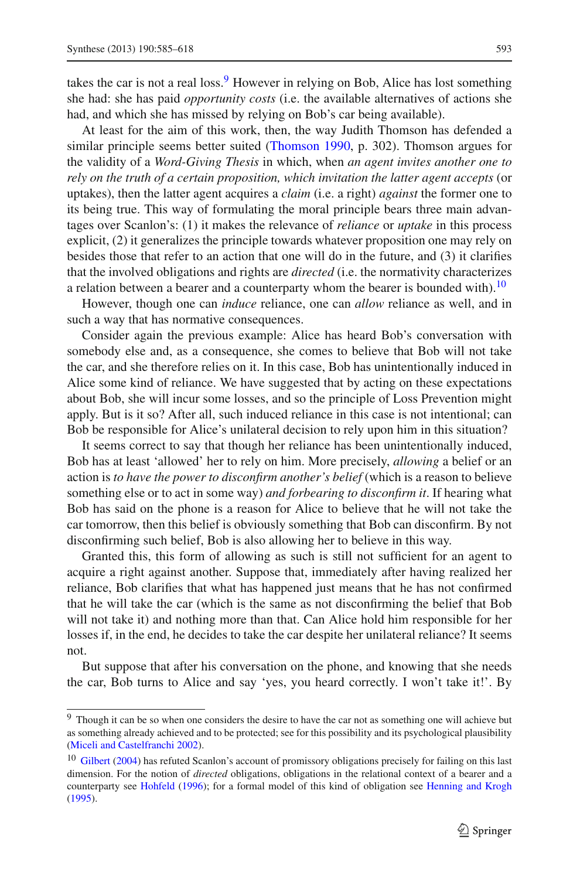takes the car is not a real loss.[9] However in relying on Bob, Alice has lost something she had: she has paid *opportunity costs* (i.e. the available alternatives of actions she had, and which she has missed by relying on Bob's car being available).

At least for the aim of this work, then, the way Judith Thomson has defended a similar principle seems better suited (Thomson 1990, p. 302). Thomson argues for the validity of a *Word-Giving Thesis* in which, when *an agent invites another one to rely on the truth of a certain proposition, which invitation the latter agent accepts* (or uptakes), then the latter agent acquires a *claim* (i.e. a right) *against* the former one to its being true. This way of formulating the moral principle bears three main advantages over Scanlon's: (1) it makes the relevance of *reliance* or *uptake* in this process explicit, (2) it generalizes the principle towards whatever proposition one may rely on besides those that refer to an action that one will do in the future, and (3) it clarifies that the involved obligations and rights are *directed* (i.e. the normativity characterizes a relation between a bearer and a counterparty whom the bearer is bounded with).[10]

However, though one can *induce* reliance, one can *allow* reliance as well, and in such a way that has normative consequences.

Consider again the previous example: Alice has heard Bob's conversation with somebody else and, as a consequence, she comes to believe that Bob will not take the car, and she therefore relies on it. In this case, Bob has unintentionally induced in Alice some kind of reliance. We have suggested that by acting on these expectations about Bob, she will incur some losses, and so the principle of Loss Prevention might apply. But is it so? After all, such induced reliance in this case is not intentional; can Bob be responsible for Alice's unilateral decision to rely upon him in this situation?

It seems correct to say that though her reliance has been unintentionally induced, Bob has at least 'allowed' her to rely on him. More precisely, *allowing* a belief or an action is *to have the power to disconfirm another's belief* (which is a reason to believe something else or to act in some way) *and forbearing to disconfirm it*. If hearing what Bob has said on the phone is a reason for Alice to believe that he will not take the car tomorrow, then this belief is obviously something that Bob can disconfirm. By not disconfirming such belief, Bob is also allowing her to believe in this way.

Granted this, this form of allowing as such is still not sufficient for an agent to acquire a right against another. Suppose that, immediately after having realized her reliance, Bob clarifies that what has happened just means that he has not confirmed that he will take the car (which is the same as not disconfirming the belief that Bob will not take it) and nothing more than that. Can Alice hold him responsible for her losses if, in the end, he decides to take the car despite her unilateral reliance? It seems not.

But suppose that after his conversation on the phone, and knowing that she needs the car, Bob turns to Alice and say 'yes, you heard correctly. I won't take it!'. By

---

[9] Though it can be so when one considers the desire to have the car not as something one will achieve but as something already achieved and to be protected; see for this possibility and its psychological plausibility (Miceli and Castelfranchi 2002).

[10] Gilbert (2004) has refuted Scanlon's account of promissory obligations precisely for failing on this last dimension. For the notion of *directed* obligations, obligations in the relational context of a bearer and a counterparty see Hohfeld (1996); for a formal model of this kind of obligation see Henning and Krogh (1995).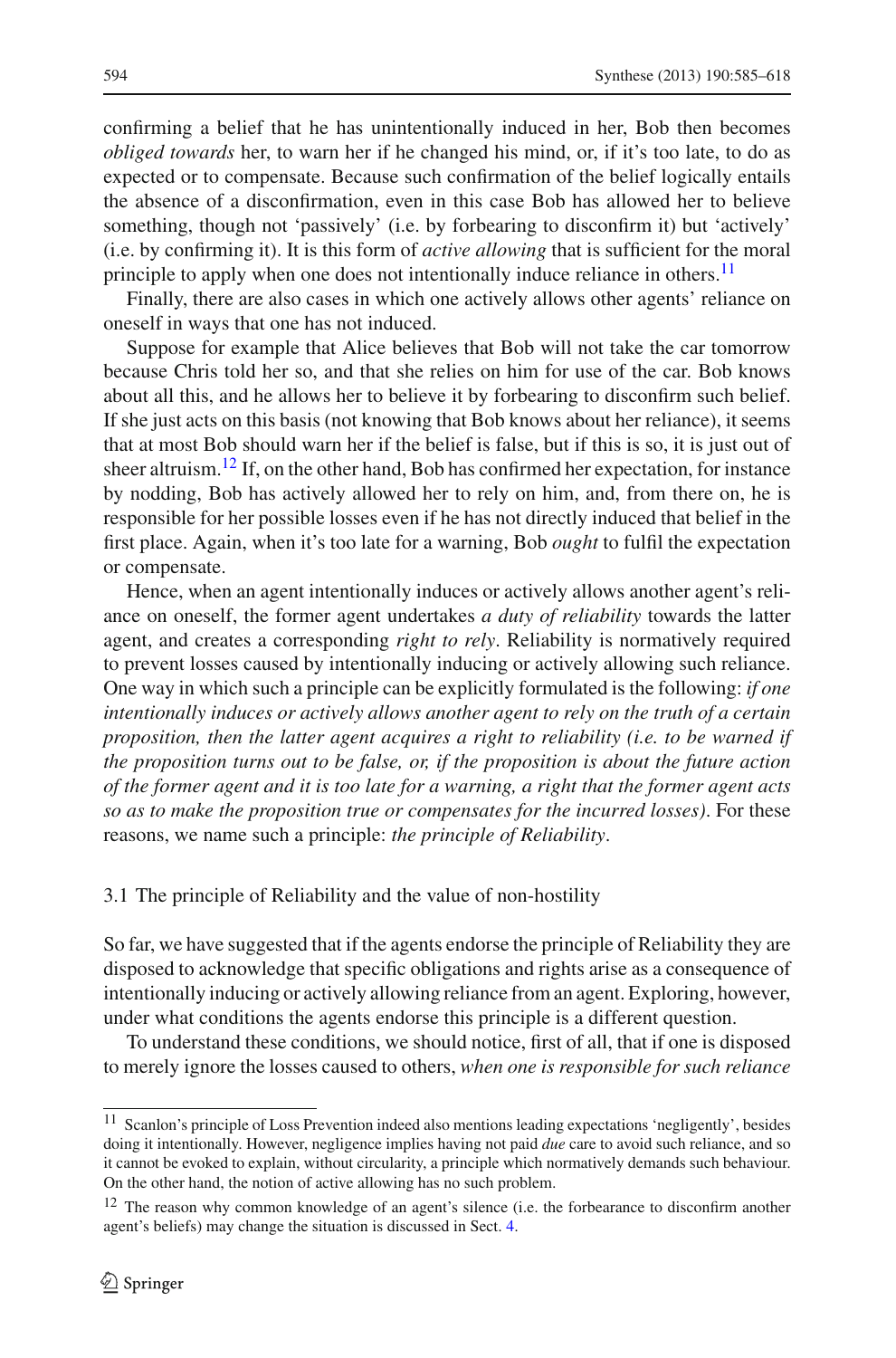confirming a belief that he has unintentionally induced in her, Bob then becomes *obliged towards* her, to warn her if he changed his mind, or, if it's too late, to do as expected or to compensate. Because such confirmation of the belief logically entails the absence of a disconfirmation, even in this case Bob has allowed her to believe something, though not 'passively' (i.e. by forbearing to disconfirm it) but 'actively' (i.e. by confirming it). It is this form of *active allowing* that is sufficient for the moral principle to apply when one does not intentionally induce reliance in others.[11]

Finally, there are also cases in which one actively allows other agents' reliance on oneself in ways that one has not induced.

Suppose for example that Alice believes that Bob will not take the car tomorrow because Chris told her so, and that she relies on him for use of the car. Bob knows about all this, and he allows her to believe it by forbearing to disconfirm such belief. If she just acts on this basis (not knowing that Bob knows about her reliance), it seems that at most Bob should warn her if the belief is false, but if this is so, it is just out of sheer altruism.[12] If, on the other hand, Bob has confirmed her expectation, for instance by nodding, Bob has actively allowed her to rely on him, and, from there on, he is responsible for her possible losses even if he has not directly induced that belief in the first place. Again, when it's too late for a warning, Bob *ought* to fulfil the expectation or compensate.

Hence, when an agent intentionally induces or actively allows another agent's reliance on oneself, the former agent undertakes *a duty of reliability* towards the latter agent, and creates a corresponding *right to rely*. Reliability is normatively required to prevent losses caused by intentionally inducing or actively allowing such reliance. One way in which such a principle can be explicitly formulated is the following: *if one intentionally induces or actively allows another agent to rely on the truth of a certain proposition, then the latter agent acquires a right to reliability (i.e. to be warned if the proposition turns out to be false, or, if the proposition is about the future action of the former agent and it is too late for a warning, a right that the former agent acts so as to make the proposition true or compensates for the incurred losses)*. For these reasons, we name such a principle: *the principle of Reliability*.

### 3.1 The principle of Reliability and the value of non-hostility

So far, we have suggested that if the agents endorse the principle of Reliability they are disposed to acknowledge that specific obligations and rights arise as a consequence of intentionally inducing or actively allowing reliance from an agent. Exploring, however, under what conditions the agents endorse this principle is a different question.

To understand these conditions, we should notice, first of all, that if one is disposed to merely ignore the losses caused to others, *when one is responsible for such reliance*

---

[11] Scanlon's principle of Loss Prevention indeed also mentions leading expectations 'negligently', besides doing it intentionally. However, negligence implies having not paid *due* care to avoid such reliance, and so it cannot be evoked to explain, without circularity, a principle which normatively demands such behaviour. On the other hand, the notion of active allowing has no such problem.

[12] The reason why common knowledge of an agent's silence (i.e. the forbearance to disconfirm another agent's beliefs) may change the situation is discussed in Sect. 4.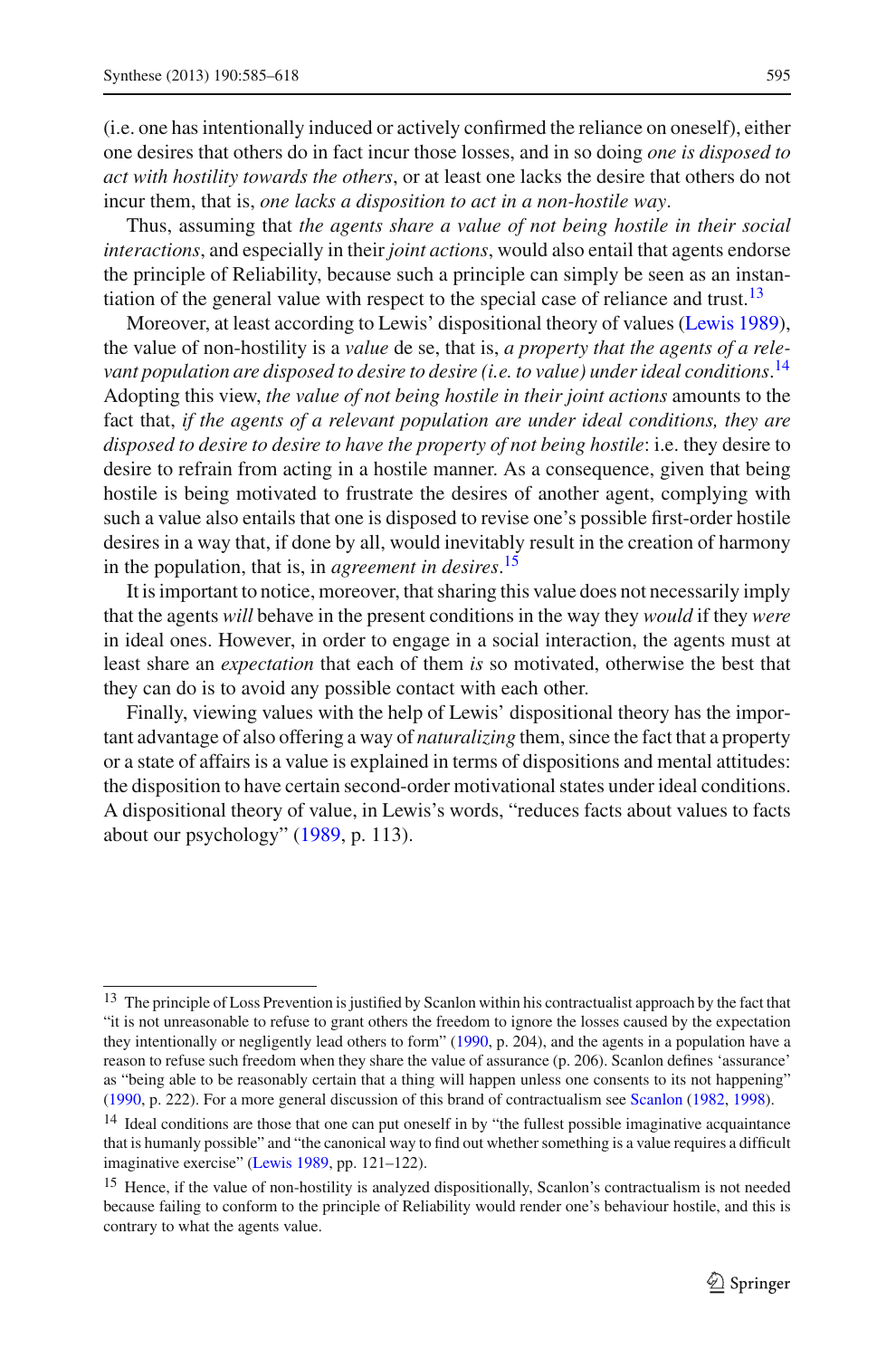(i.e. one has intentionally induced or actively confirmed the reliance on oneself), either one desires that others do in fact incur those losses, and in so doing *one is disposed to act with hostility towards the others*, or at least one lacks the desire that others do not incur them, that is, *one lacks a disposition to act in a non-hostile way*.

Thus, assuming that *the agents share a value of not being hostile in their social interactions*, and especially in their *joint actions*, would also entail that agents endorse the principle of Reliability, because such a principle can simply be seen as an instantiation of the general value with respect to the special case of reliance and trust.[13]

Moreover, at least according to Lewis' dispositional theory of values (Lewis 1989), the value of non-hostility is a *value* de se, that is, *a property that the agents of a relevant population are disposed to desire to desire (i.e. to value) under ideal conditions*.[14] Adopting this view, *the value of not being hostile in their joint actions* amounts to the fact that, *if the agents of a relevant population are under ideal conditions, they are disposed to desire to desire to have the property of not being hostile*: i.e. they desire to desire to refrain from acting in a hostile manner. As a consequence, given that being hostile is being motivated to frustrate the desires of another agent, complying with such a value also entails that one is disposed to revise one's possible first-order hostile desires in a way that, if done by all, would inevitably result in the creation of harmony in the population, that is, in *agreement in desires*.[15]

It is important to notice, moreover, that sharing this value does not necessarily imply that the agents *will* behave in the present conditions in the way they *would* if they *were* in ideal ones. However, in order to engage in a social interaction, the agents must at least share an *expectation* that each of them *is* so motivated, otherwise the best that they can do is to avoid any possible contact with each other.

Finally, viewing values with the help of Lewis' dispositional theory has the important advantage of also offering a way of *naturalizing* them, since the fact that a property or a state of affairs is a value is explained in terms of dispositions and mental attitudes: the disposition to have certain second-order motivational states under ideal conditions. A dispositional theory of value, in Lewis's words, "reduces facts about values to facts about our psychology" (1989, p. 113).

---

[13] The principle of Loss Prevention is justified by Scanlon within his contractualist approach by the fact that "it is not unreasonable to refuse to grant others the freedom to ignore the losses caused by the expectation they intentionally or negligently lead others to form" (1990, p. 204), and the agents in a population have a reason to refuse such freedom when they share the value of assurance (p. 206). Scanlon defines 'assurance' as "being able to be reasonably certain that a thing will happen unless one consents to its not happening" (1990, p. 222). For a more general discussion of this brand of contractualism see Scanlon (1982, 1998).

[14] Ideal conditions are those that one can put oneself in by "the fullest possible imaginative acquaintance that is humanly possible" and "the canonical way to find out whether something is a value requires a difficult imaginative exercise" (Lewis 1989, pp. 121–122).

[15] Hence, if the value of non-hostility is analyzed dispositionally, Scanlon's contractualism is not needed because failing to conform to the principle of Reliability would render one's behaviour hostile, and this is contrary to what the agents value.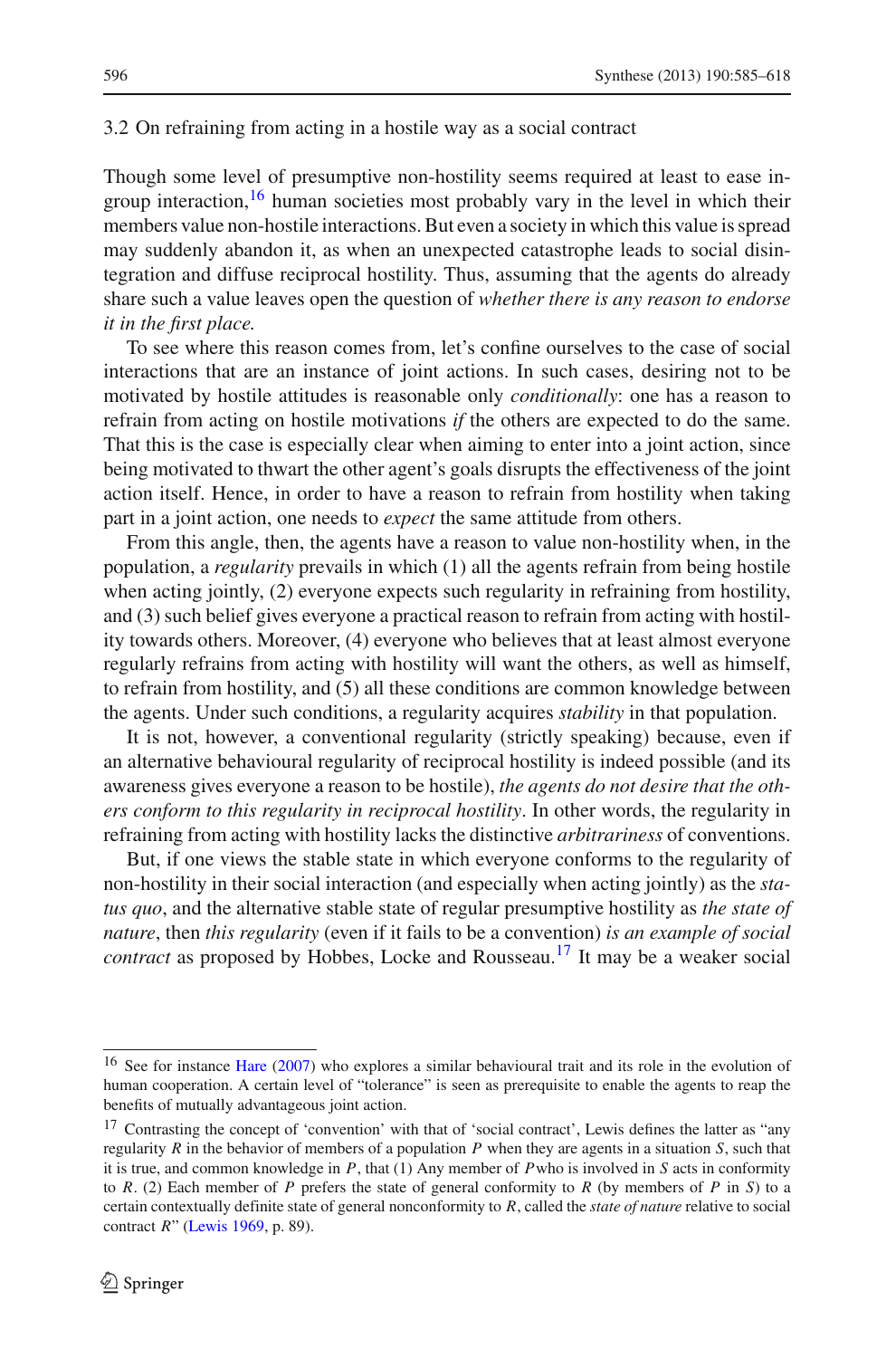### 3.2 On refraining from acting in a hostile way as a social contract

Though some level of presumptive non-hostility seems required at least to ease in-group interaction,[16] human societies most probably vary in the level in which their members value non-hostile interactions. But even a society in which this value is spread may suddenly abandon it, as when an unexpected catastrophe leads to social disintegration and diffuse reciprocal hostility. Thus, assuming that the agents do already share such a value leaves open the question of *whether there is any reason to endorse it in the first place.*

To see where this reason comes from, let's confine ourselves to the case of social interactions that are an instance of joint actions. In such cases, desiring not to be motivated by hostile attitudes is reasonable only *conditionally*: one has a reason to refrain from acting on hostile motivations *if* the others are expected to do the same. That this is the case is especially clear when aiming to enter into a joint action, since being motivated to thwart the other agent's goals disrupts the effectiveness of the joint action itself. Hence, in order to have a reason to refrain from hostility when taking part in a joint action, one needs to *expect* the same attitude from others.

From this angle, then, the agents have a reason to value non-hostility when, in the population, a *regularity* prevails in which (1) all the agents refrain from being hostile when acting jointly, (2) everyone expects such regularity in refraining from hostility, and (3) such belief gives everyone a practical reason to refrain from acting with hostility towards others. Moreover, (4) everyone who believes that at least almost everyone regularly refrains from acting with hostility will want the others, as well as himself, to refrain from hostility, and (5) all these conditions are common knowledge between the agents. Under such conditions, a regularity acquires *stability* in that population.

It is not, however, a conventional regularity (strictly speaking) because, even if an alternative behavioural regularity of reciprocal hostility is indeed possible (and its awareness gives everyone a reason to be hostile), *the agents do not desire that the others conform to this regularity in reciprocal hostility*. In other words, the regularity in refraining from acting with hostility lacks the distinctive *arbitrariness* of conventions.

But, if one views the stable state in which everyone conforms to the regularity of non-hostility in their social interaction (and especially when acting jointly) as the *status quo*, and the alternative stable state of regular presumptive hostility as *the state of nature*, then *this regularity* (even if it fails to be a convention) *is an example of social contract* as proposed by Hobbes, Locke and Rousseau.[17] It may be a weaker social

---

[16] See for instance Hare (2007) who explores a similar behavioural trait and its role in the evolution of human cooperation. A certain level of "tolerance" is seen as prerequisite to enable the agents to reap the benefits of mutually advantageous joint action.

[17] Contrasting the concept of 'convention' with that of 'social contract', Lewis defines the latter as "any regularity $R$ in the behavior of members of a population $P$ when they are agents in a situation $S$, such that it is true, and common knowledge in $P$, that (1) Any member of $P$ who is involved in $S$ acts in conformity to $R$. (2) Each member of $P$ prefers the state of general conformity to $R$ (by members of $P$ in $S$) to a certain contextually definite state of general nonconformity to $R$, called the *state of nature* relative to social contract $R$" (Lewis 1969, p. 89).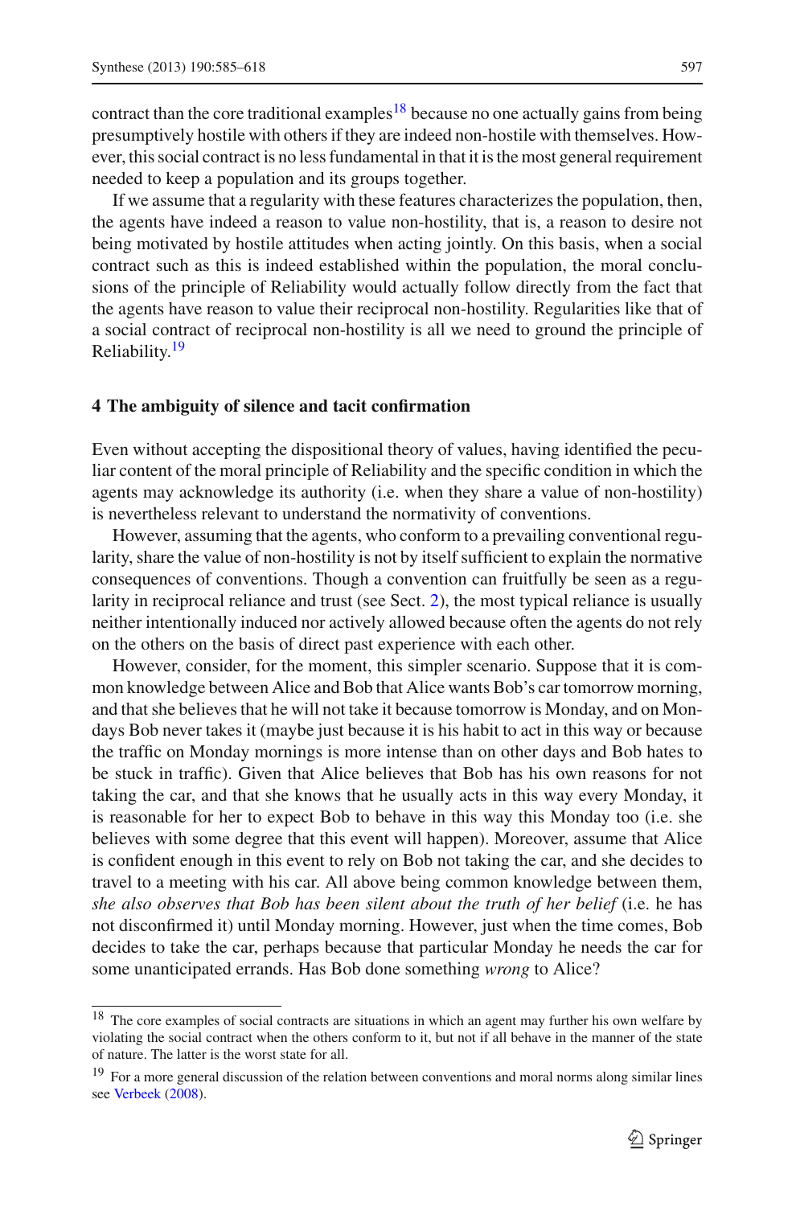contract than the core traditional examples[18] because no one actually gains from being presumptively hostile with others if they are indeed non-hostile with themselves. However, this social contract is no less fundamental in that it is the most general requirement needed to keep a population and its groups together.

If we assume that a regularity with these features characterizes the population, then, the agents have indeed a reason to value non-hostility, that is, a reason to desire not being motivated by hostile attitudes when acting jointly. On this basis, when a social contract such as this is indeed established within the population, the moral conclusions of the principle of Reliability would actually follow directly from the fact that the agents have reason to value their reciprocal non-hostility. Regularities like that of a social contract of reciprocal non-hostility is all we need to ground the principle of Reliability.[19]

## 4 The ambiguity of silence and tacit confirmation

Even without accepting the dispositional theory of values, having identified the peculiar content of the moral principle of Reliability and the specific condition in which the agents may acknowledge its authority (i.e. when they share a value of non-hostility) is nevertheless relevant to understand the normativity of conventions.

However, assuming that the agents, who conform to a prevailing conventional regularity, share the value of non-hostility is not by itself sufficient to explain the normative consequences of conventions. Though a convention can fruitfully be seen as a regularity in reciprocal reliance and trust (see Sect. 2), the most typical reliance is usually neither intentionally induced nor actively allowed because often the agents do not rely on the others on the basis of direct past experience with each other.

However, consider, for the moment, this simpler scenario. Suppose that it is common knowledge between Alice and Bob that Alice wants Bob's car tomorrow morning, and that she believes that he will not take it because tomorrow is Monday, and on Mondays Bob never takes it (maybe just because it is his habit to act in this way or because the traffic on Monday mornings is more intense than on other days and Bob hates to be stuck in traffic). Given that Alice believes that Bob has his own reasons for not taking the car, and that she knows that he usually acts in this way every Monday, it is reasonable for her to expect Bob to behave in this way this Monday too (i.e. she believes with some degree that this event will happen). Moreover, assume that Alice is confident enough in this event to rely on Bob not taking the car, and she decides to travel to a meeting with his car. All above being common knowledge between them, *she also observes that Bob has been silent about the truth of her belief* (i.e. he has not disconfirmed it) until Monday morning. However, just when the time comes, Bob decides to take the car, perhaps because that particular Monday he needs the car for some unanticipated errands. Has Bob done something *wrong* to Alice?

---

[18] The core examples of social contracts are situations in which an agent may further his own welfare by violating the social contract when the others conform to it, but not if all behave in the manner of the state of nature. The latter is the worst state for all.

[19] For a more general discussion of the relation between conventions and moral norms along similar lines see Verbeek (2008).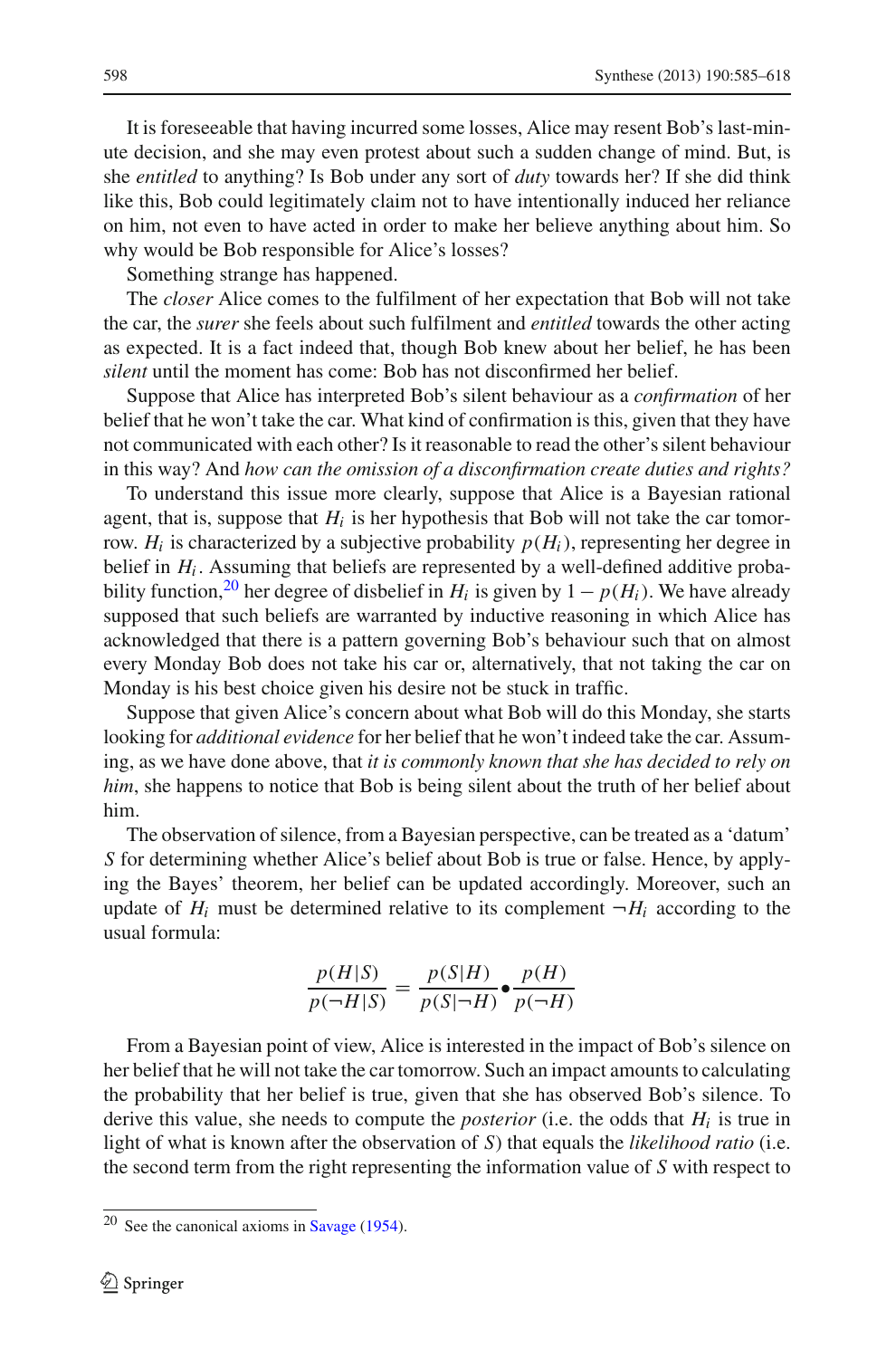It is foreseeable that having incurred some losses, Alice may resent Bob's last-minute decision, and she may even protest about such a sudden change of mind. But, is she *entitled* to anything? Is Bob under any sort of *duty* towards her? If she did think like this, Bob could legitimately claim not to have intentionally induced her reliance on him, not even to have acted in order to make her believe anything about him. So why would be Bob responsible for Alice's losses?

Something strange has happened.

The *closer* Alice comes to the fulfilment of her expectation that Bob will not take the car, the *surer* she feels about such fulfilment and *entitled* towards the other acting as expected. It is a fact indeed that, though Bob knew about her belief, he has been *silent* until the moment has come: Bob has not disconfirmed her belief.

Suppose that Alice has interpreted Bob's silent behaviour as a *confirmation* of her belief that he won't take the car. What kind of confirmation is this, given that they have not communicated with each other? Is it reasonable to read the other's silent behaviour in this way? And *how can the omission of a disconfirmation create duties and rights?*

To understand this issue more clearly, suppose that Alice is a Bayesian rational agent, that is, suppose that $H_i$ is her hypothesis that Bob will not take the car tomorrow. $H_i$ is characterized by a subjective probability $p(H_i)$, representing her degree in belief in $H_i$. Assuming that beliefs are represented by a well-defined additive probability function,[20] her degree of disbelief in $H_i$ is given by $1 - p(H_i)$. We have already supposed that such beliefs are warranted by inductive reasoning in which Alice has acknowledged that there is a pattern governing Bob's behaviour such that on almost every Monday Bob does not take his car or, alternatively, that not taking the car on Monday is his best choice given his desire not be stuck in traffic.

Suppose that given Alice's concern about what Bob will do this Monday, she starts looking for *additional evidence* for her belief that he won't indeed take the car. Assuming, as we have done above, that *it is commonly known that she has decided to rely on him*, she happens to notice that Bob is being silent about the truth of her belief about him.

The observation of silence, from a Bayesian perspective, can be treated as a 'datum' $S$ for determining whether Alice's belief about Bob is true or false. Hence, by applying the Bayes' theorem, her belief can be updated accordingly. Moreover, such an update of $H_i$ must be determined relative to its complement $\neg H_i$ according to the usual formula:

$$\frac{p(H|S)}{p(\neg H|S)} = \frac{p(S|H)}{p(S|\neg H)} \bullet \frac{p(H)}{p(\neg H)}$$

From a Bayesian point of view, Alice is interested in the impact of Bob's silence on her belief that he will not take the car tomorrow. Such an impact amounts to calculating the probability that her belief is true, given that she has observed Bob's silence. To derive this value, she needs to compute the *posterior* (i.e. the odds that $H_i$ is true in light of what is known after the observation of $S$) that equals the *likelihood ratio* (i.e. the second term from the right representing the information value of $S$ with respect to

[20] See the canonical axioms in Savage (1954).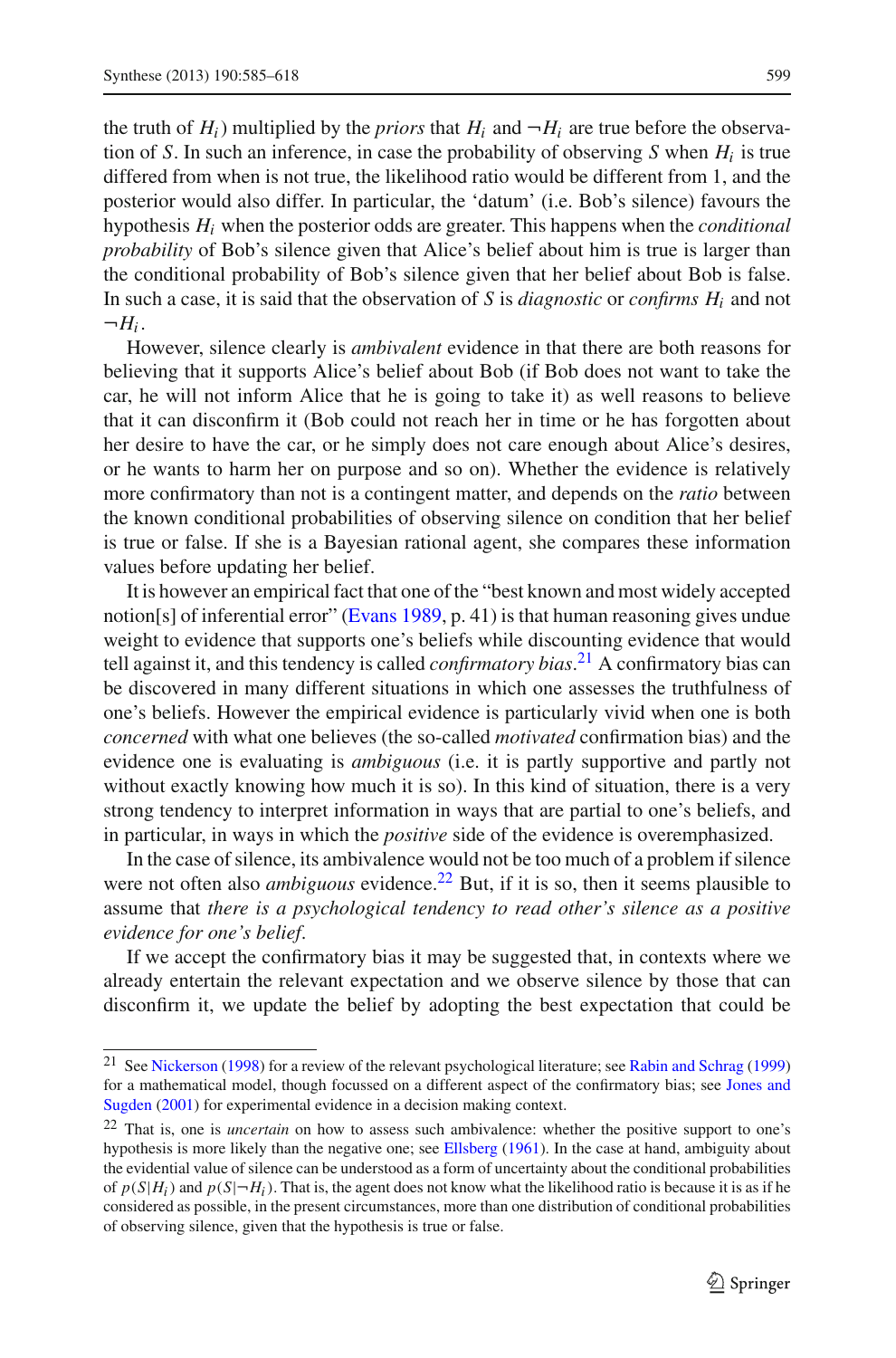the truth of $H_i$) multiplied by the *priors* that $H_i$ and $\neg H_i$ are true before the observation of $S$. In such an inference, in case the probability of observing $S$ when $H_i$ is true differed from when is not true, the likelihood ratio would be different from 1, and the posterior would also differ. In particular, the 'datum' (i.e. Bob's silence) favours the hypothesis $H_i$ when the posterior odds are greater. This happens when the *conditional probability* of Bob's silence given that Alice's belief about him is true is larger than the conditional probability of Bob's silence given that her belief about Bob is false. In such a case, it is said that the observation of $S$ is *diagnostic* or *confirms* $H_i$ and not $\neg H_i$.

However, silence clearly is *ambivalent* evidence in that there are both reasons for believing that it supports Alice's belief about Bob (if Bob does not want to take the car, he will not inform Alice that he is going to take it) as well reasons to believe that it can disconfirm it (Bob could not reach her in time or he has forgotten about her desire to have the car, or he simply does not care enough about Alice's desires, or he wants to harm her on purpose and so on). Whether the evidence is relatively more confirmatory than not is a contingent matter, and depends on the *ratio* between the known conditional probabilities of observing silence on condition that her belief is true or false. If she is a Bayesian rational agent, she compares these information values before updating her belief.

It is however an empirical fact that one of the "best known and most widely accepted notion[s] of inferential error" (Evans 1989, p. 41) is that human reasoning gives undue weight to evidence that supports one's beliefs while discounting evidence that would tell against it, and this tendency is called *confirmatory bias*.[21] A confirmatory bias can be discovered in many different situations in which one assesses the truthfulness of one's beliefs. However the empirical evidence is particularly vivid when one is both *concerned* with what one believes (the so-called *motivated* confirmation bias) and the evidence one is evaluating is *ambiguous* (i.e. it is partly supportive and partly not without exactly knowing how much it is so). In this kind of situation, there is a very strong tendency to interpret information in ways that are partial to one's beliefs, and in particular, in ways in which the *positive* side of the evidence is overemphasized.

In the case of silence, its ambivalence would not be too much of a problem if silence were not often also *ambiguous* evidence.[22] But, if it is so, then it seems plausible to assume that *there is a psychological tendency to read other's silence as a positive evidence for one's belief*.

If we accept the confirmatory bias it may be suggested that, in contexts where we already entertain the relevant expectation and we observe silence by those that can disconfirm it, we update the belief by adopting the best expectation that could be

[21] See Nickerson (1998) for a review of the relevant psychological literature; see Rabin and Schrag (1999) for a mathematical model, though focussed on a different aspect of the confirmatory bias; see Jones and Sugden (2001) for experimental evidence in a decision making context.

[22] That is, one is *uncertain* on how to assess such ambivalence: whether the positive support to one's hypothesis is more likely than the negative one; see Ellsberg (1961). In the case at hand, ambiguity about the evidential value of silence can be understood as a form of uncertainty about the conditional probabilities of $p(S|H_i)$ and $p(S|\neg H_i)$. That is, the agent does not know what the likelihood ratio is because it is as if he considered as possible, in the present circumstances, more than one distribution of conditional probabilities of observing silence, given that the hypothesis is true or false.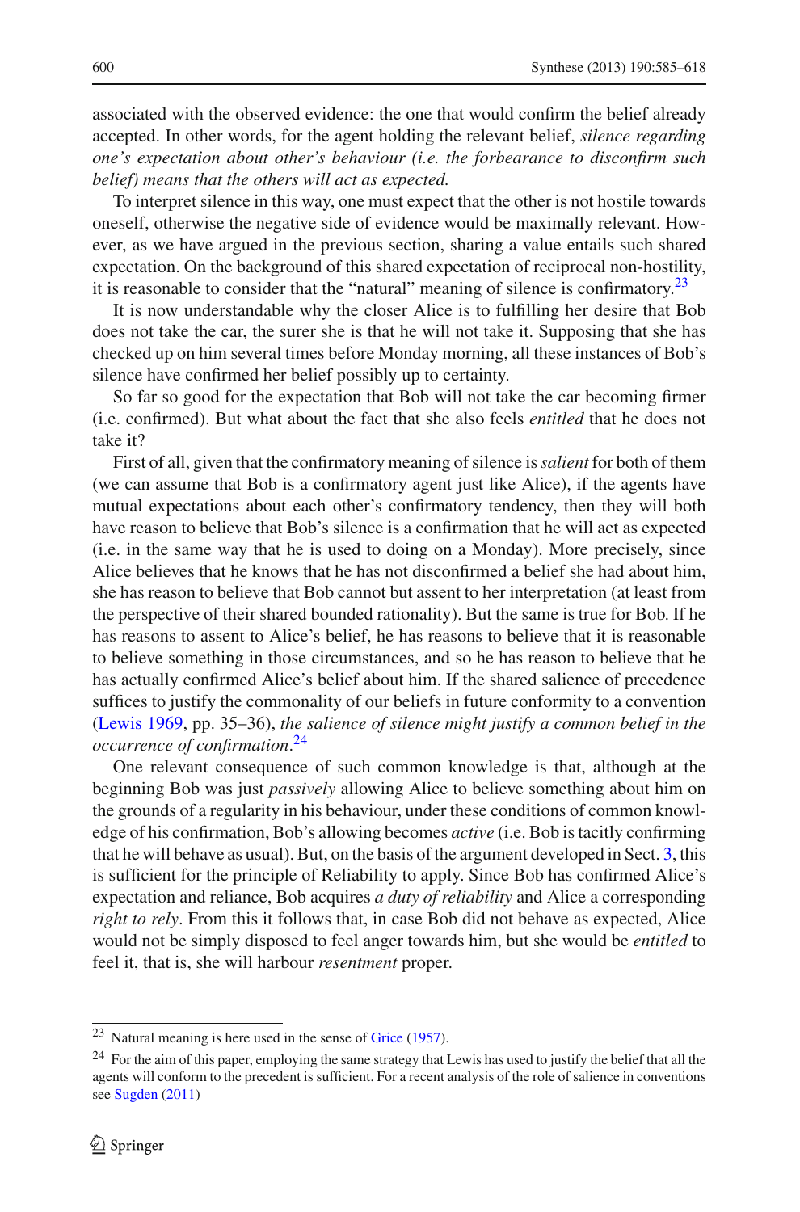associated with the observed evidence: the one that would confirm the belief already accepted. In other words, for the agent holding the relevant belief, *silence regarding one's expectation about other's behaviour (i.e. the forbearance to disconfirm such belief) means that the others will act as expected.*

To interpret silence in this way, one must expect that the other is not hostile towards oneself, otherwise the negative side of evidence would be maximally relevant. However, as we have argued in the previous section, sharing a value entails such shared expectation. On the background of this shared expectation of reciprocal non-hostility, it is reasonable to consider that the "natural" meaning of silence is confirmatory.[23]

It is now understandable why the closer Alice is to fulfilling her desire that Bob does not take the car, the surer she is that he will not take it. Supposing that she has checked up on him several times before Monday morning, all these instances of Bob's silence have confirmed her belief possibly up to certainty.

So far so good for the expectation that Bob will not take the car becoming firmer (i.e. confirmed). But what about the fact that she also feels *entitled* that he does not take it?

First of all, given that the confirmatory meaning of silence is *salient* for both of them (we can assume that Bob is a confirmatory agent just like Alice), if the agents have mutual expectations about each other's confirmatory tendency, then they will both have reason to believe that Bob's silence is a confirmation that he will act as expected (i.e. in the same way that he is used to doing on a Monday). More precisely, since Alice believes that he knows that he has not disconfirmed a belief she had about him, she has reason to believe that Bob cannot but assent to her interpretation (at least from the perspective of their shared bounded rationality). But the same is true for Bob. If he has reasons to assent to Alice's belief, he has reasons to believe that it is reasonable to believe something in those circumstances, and so he has reason to believe that he has actually confirmed Alice's belief about him. If the shared salience of precedence suffices to justify the commonality of our beliefs in future conformity to a convention (Lewis 1969, pp. 35–36), *the salience of silence might justify a common belief in the occurrence of confirmation*.[24]

One relevant consequence of such common knowledge is that, although at the beginning Bob was just *passively* allowing Alice to believe something about him on the grounds of a regularity in his behaviour, under these conditions of common knowledge of his confirmation, Bob's allowing becomes *active* (i.e. Bob is tacitly confirming that he will behave as usual). But, on the basis of the argument developed in Sect. 3, this is sufficient for the principle of Reliability to apply. Since Bob has confirmed Alice's expectation and reliance, Bob acquires *a duty of reliability* and Alice a corresponding *right to rely*. From this it follows that, in case Bob did not behave as expected, Alice would not be simply disposed to feel anger towards him, but she would be *entitled* to feel it, that is, she will harbour *resentment* proper.

---

[23] Natural meaning is here used in the sense of Grice (1957).

[24] For the aim of this paper, employing the same strategy that Lewis has used to justify the belief that all the agents will conform to the precedent is sufficient. For a recent analysis of the role of salience in conventions see Sugden (2011)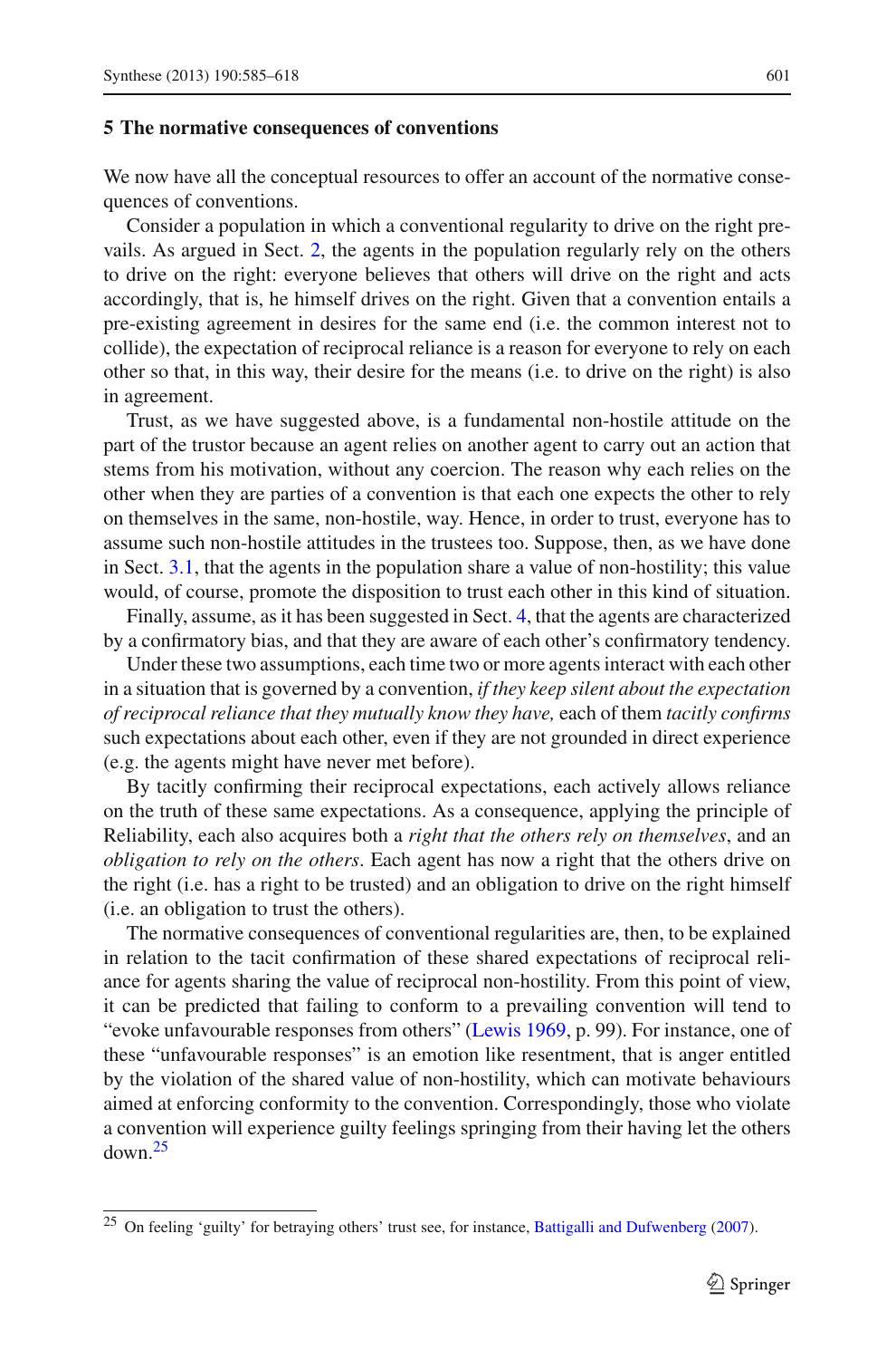## 5 The normative consequences of conventions

We now have all the conceptual resources to offer an account of the normative consequences of conventions.

Consider a population in which a conventional regularity to drive on the right prevails. As argued in Sect. 2, the agents in the population regularly rely on the others to drive on the right: everyone believes that others will drive on the right and acts accordingly, that is, he himself drives on the right. Given that a convention entails a pre-existing agreement in desires for the same end (i.e. the common interest not to collide), the expectation of reciprocal reliance is a reason for everyone to rely on each other so that, in this way, their desire for the means (i.e. to drive on the right) is also in agreement.

Trust, as we have suggested above, is a fundamental non-hostile attitude on the part of the trustor because an agent relies on another agent to carry out an action that stems from his motivation, without any coercion. The reason why each relies on the other when they are parties of a convention is that each one expects the other to rely on themselves in the same, non-hostile, way. Hence, in order to trust, everyone has to assume such non-hostile attitudes in the trustees too. Suppose, then, as we have done in Sect. 3.1, that the agents in the population share a value of non-hostility; this value would, of course, promote the disposition to trust each other in this kind of situation.

Finally, assume, as it has been suggested in Sect. 4, that the agents are characterized by a confirmatory bias, and that they are aware of each other's confirmatory tendency.

Under these two assumptions, each time two or more agents interact with each other in a situation that is governed by a convention, *if they keep silent about the expectation of reciprocal reliance that they mutually know they have,* each of them *tacitly confirms* such expectations about each other, even if they are not grounded in direct experience (e.g. the agents might have never met before).

By tacitly confirming their reciprocal expectations, each actively allows reliance on the truth of these same expectations. As a consequence, applying the principle of Reliability, each also acquires both a *right that the others rely on themselves*, and an *obligation to rely on the others*. Each agent has now a right that the others drive on the right (i.e. has a right to be trusted) and an obligation to drive on the right himself (i.e. an obligation to trust the others).

The normative consequences of conventional regularities are, then, to be explained in relation to the tacit confirmation of these shared expectations of reciprocal reliance for agents sharing the value of reciprocal non-hostility. From this point of view, it can be predicted that failing to conform to a prevailing convention will tend to "evoke unfavourable responses from others" (Lewis 1969, p. 99). For instance, one of these "unfavourable responses" is an emotion like resentment, that is anger entitled by the violation of the shared value of non-hostility, which can motivate behaviours aimed at enforcing conformity to the convention. Correspondingly, those who violate a convention will experience guilty feelings springing from their having let the others down.[25]

[25] On feeling 'guilty' for betraying others' trust see, for instance, Battigalli and Dufwenberg (2007).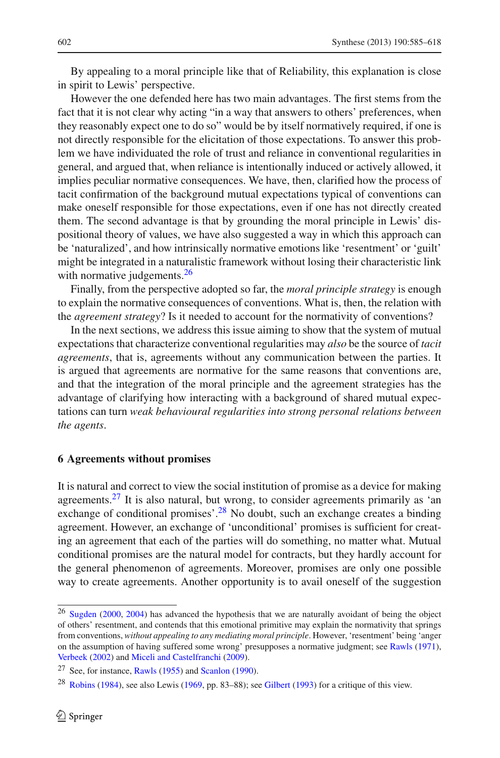By appealing to a moral principle like that of Reliability, this explanation is close in spirit to Lewis' perspective.

However the one defended here has two main advantages. The first stems from the fact that it is not clear why acting "in a way that answers to others' preferences, when they reasonably expect one to do so" would be by itself normatively required, if one is not directly responsible for the elicitation of those expectations. To answer this problem we have individuated the role of trust and reliance in conventional regularities in general, and argued that, when reliance is intentionally induced or actively allowed, it implies peculiar normative consequences. We have, then, clarified how the process of tacit confirmation of the background mutual expectations typical of conventions can make oneself responsible for those expectations, even if one has not directly created them. The second advantage is that by grounding the moral principle in Lewis' dispositional theory of values, we have also suggested a way in which this approach can be 'naturalized', and how intrinsically normative emotions like 'resentment' or 'guilt' might be integrated in a naturalistic framework without losing their characteristic link with normative judgements.[26]

Finally, from the perspective adopted so far, the *moral principle strategy* is enough to explain the normative consequences of conventions. What is, then, the relation with the *agreement strategy*? Is it needed to account for the normativity of conventions?

In the next sections, we address this issue aiming to show that the system of mutual expectations that characterize conventional regularities may *also* be the source of *tacit agreements*, that is, agreements without any communication between the parties. It is argued that agreements are normative for the same reasons that conventions are, and that the integration of the moral principle and the agreement strategies has the advantage of clarifying how interacting with a background of shared mutual expectations can turn *weak behavioural regularities into strong personal relations between the agents*.

## 6 Agreements without promises

It is natural and correct to view the social institution of promise as a device for making agreements.[27] It is also natural, but wrong, to consider agreements primarily as 'an exchange of conditional promises'.[28] No doubt, such an exchange creates a binding agreement. However, an exchange of 'unconditional' promises is sufficient for creating an agreement that each of the parties will do something, no matter what. Mutual conditional promises are the natural model for contracts, but they hardly account for the general phenomenon of agreements. Moreover, promises are only one possible way to create agreements. Another opportunity is to avail oneself of the suggestion

---

[26] Sugden (2000, 2004) has advanced the hypothesis that we are naturally avoidant of being the object of others' resentment, and contends that this emotional primitive may explain the normativity that springs from conventions, *without appealing to any mediating moral principle*. However, 'resentment' being 'anger on the assumption of having suffered some wrong' presupposes a normative judgment; see Rawls (1971), Verbeek (2002) and Miceli and Castelfranchi (2009).

[27] See, for instance, Rawls (1955) and Scanlon (1990).

[28] Robins (1984), see also Lewis (1969, pp. 83–88); see Gilbert (1993) for a critique of this view.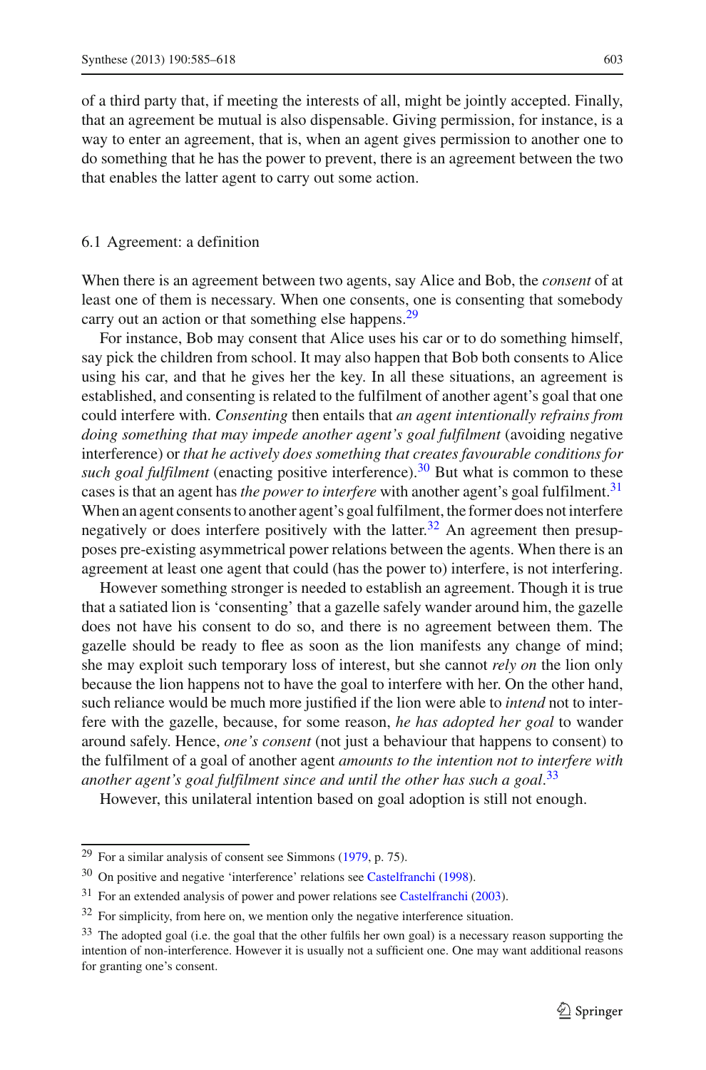of a third party that, if meeting the interests of all, might be jointly accepted. Finally, that an agreement be mutual is also dispensable. Giving permission, for instance, is a way to enter an agreement, that is, when an agent gives permission to another one to do something that he has the power to prevent, there is an agreement between the two that enables the latter agent to carry out some action.

### 6.1 Agreement: a definition

When there is an agreement between two agents, say Alice and Bob, the *consent* of at least one of them is necessary. When one consents, one is consenting that somebody carry out an action or that something else happens.[29]

For instance, Bob may consent that Alice uses his car or to do something himself, say pick the children from school. It may also happen that Bob both consents to Alice using his car, and that he gives her the key. In all these situations, an agreement is established, and consenting is related to the fulfilment of another agent's goal that one could interfere with. *Consenting* then entails that *an agent intentionally refrains from doing something that may impede another agent's goal fulfilment* (avoiding negative interference) or *that he actively does something that creates favourable conditions for such goal fulfilment* (enacting positive interference).[30] But what is common to these cases is that an agent has *the power to interfere* with another agent's goal fulfilment.[31] When an agent consents to another agent's goal fulfilment, the former does not interfere negatively or does interfere positively with the latter.[32] An agreement then presupposes pre-existing asymmetrical power relations between the agents. When there is an agreement at least one agent that could (has the power to) interfere, is not interfering.

However something stronger is needed to establish an agreement. Though it is true that a satiated lion is 'consenting' that a gazelle safely wander around him, the gazelle does not have his consent to do so, and there is no agreement between them. The gazelle should be ready to flee as soon as the lion manifests any change of mind; she may exploit such temporary loss of interest, but she cannot *rely on* the lion only because the lion happens not to have the goal to interfere with her. On the other hand, such reliance would be much more justified if the lion were able to *intend* not to interfere with the gazelle, because, for some reason, *he has adopted her goal* to wander around safely. Hence, *one's consent* (not just a behaviour that happens to consent) to the fulfilment of a goal of another agent *amounts to the intention not to interfere with another agent's goal fulfilment since and until the other has such a goal*.[33]

However, this unilateral intention based on goal adoption is still not enough.

---

[29] For a similar analysis of consent see Simmons (1979, p. 75).

[30] On positive and negative 'interference' relations see Castelfranchi (1998).

[31] For an extended analysis of power and power relations see Castelfranchi (2003).

[32] For simplicity, from here on, we mention only the negative interference situation.

[33] The adopted goal (i.e. the goal that the other fulfils her own goal) is a necessary reason supporting the intention of non-interference. However it is usually not a sufficient one. One may want additional reasons for granting one's consent.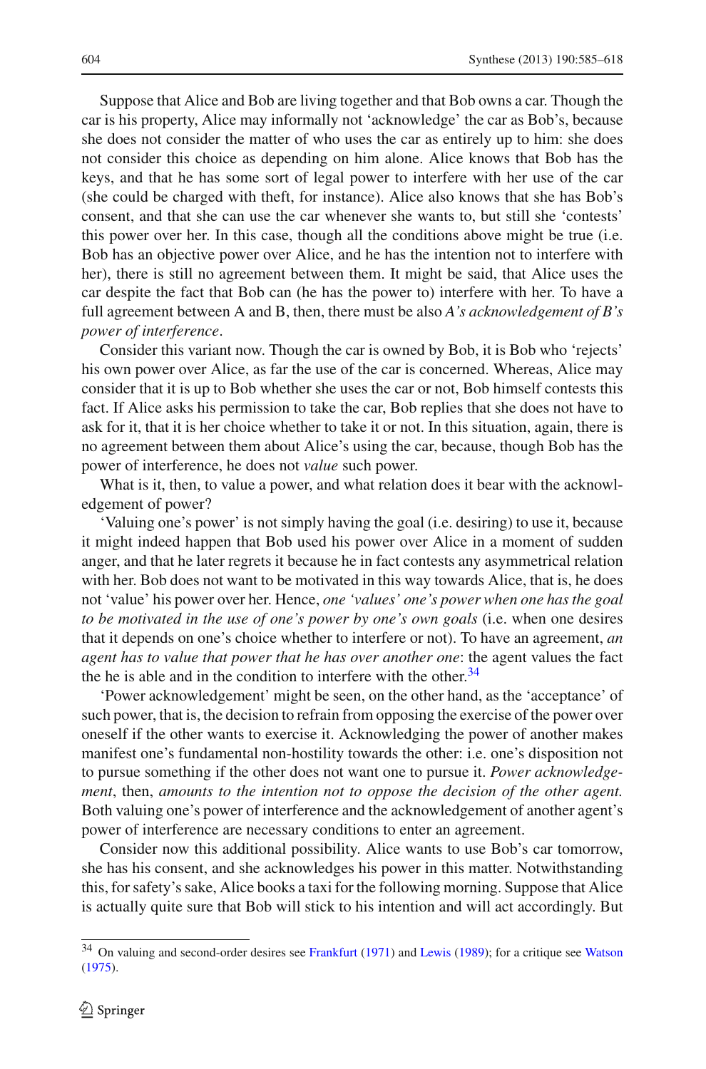Suppose that Alice and Bob are living together and that Bob owns a car. Though the car is his property, Alice may informally not 'acknowledge' the car as Bob's, because she does not consider the matter of who uses the car as entirely up to him: she does not consider this choice as depending on him alone. Alice knows that Bob has the keys, and that he has some sort of legal power to interfere with her use of the car (she could be charged with theft, for instance). Alice also knows that she has Bob's consent, and that she can use the car whenever she wants to, but still she 'contests' this power over her. In this case, though all the conditions above might be true (i.e. Bob has an objective power over Alice, and he has the intention not to interfere with her), there is still no agreement between them. It might be said, that Alice uses the car despite the fact that Bob can (he has the power to) interfere with her. To have a full agreement between A and B, then, there must be also *A's acknowledgement of B's power of interference*.

Consider this variant now. Though the car is owned by Bob, it is Bob who 'rejects' his own power over Alice, as far the use of the car is concerned. Whereas, Alice may consider that it is up to Bob whether she uses the car or not, Bob himself contests this fact. If Alice asks his permission to take the car, Bob replies that she does not have to ask for it, that it is her choice whether to take it or not. In this situation, again, there is no agreement between them about Alice's using the car, because, though Bob has the power of interference, he does not *value* such power.

What is it, then, to value a power, and what relation does it bear with the acknowledgement of power?

'Valuing one's power' is not simply having the goal (i.e. desiring) to use it, because it might indeed happen that Bob used his power over Alice in a moment of sudden anger, and that he later regrets it because he in fact contests any asymmetrical relation with her. Bob does not want to be motivated in this way towards Alice, that is, he does not 'value' his power over her. Hence, *one 'values' one's power when one has the goal to be motivated in the use of one's power by one's own goals* (i.e. when one desires that it depends on one's choice whether to interfere or not). To have an agreement, *an agent has to value that power that he has over another one*: the agent values the fact the he is able and in the condition to interfere with the other.[34]

'Power acknowledgement' might be seen, on the other hand, as the 'acceptance' of such power, that is, the decision to refrain from opposing the exercise of the power over oneself if the other wants to exercise it. Acknowledging the power of another makes manifest one's fundamental non-hostility towards the other: i.e. one's disposition not to pursue something if the other does not want one to pursue it. *Power acknowledgement*, then, *amounts to the intention not to oppose the decision of the other agent.* Both valuing one's power of interference and the acknowledgement of another agent's power of interference are necessary conditions to enter an agreement.

Consider now this additional possibility. Alice wants to use Bob's car tomorrow, she has his consent, and she acknowledges his power in this matter. Notwithstanding this, for safety's sake, Alice books a taxi for the following morning. Suppose that Alice is actually quite sure that Bob will stick to his intention and will act accordingly. But

[34] On valuing and second-order desires see Frankfurt (1971) and Lewis (1989); for a critique see Watson (1975).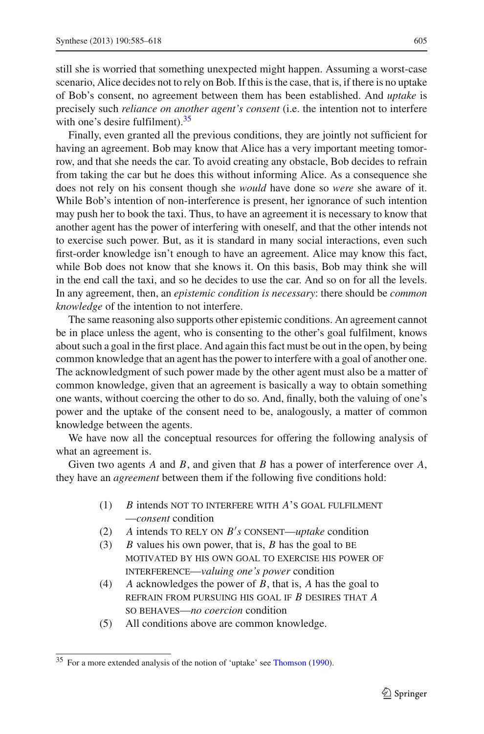still she is worried that something unexpected might happen. Assuming a worst-case scenario, Alice decides not to rely on Bob. If this is the case, that is, if there is no uptake of Bob's consent, no agreement between them has been established. And *uptake* is precisely such *reliance on another agent's consent* (i.e. the intention not to interfere with one's desire fulfilment).[35]

Finally, even granted all the previous conditions, they are jointly not sufficient for having an agreement. Bob may know that Alice has a very important meeting tomorrow, and that she needs the car. To avoid creating any obstacle, Bob decides to refrain from taking the car but he does this without informing Alice. As a consequence she does not rely on his consent though she *would* have done so *were* she aware of it. While Bob's intention of non-interference is present, her ignorance of such intention may push her to book the taxi. Thus, to have an agreement it is necessary to know that another agent has the power of interfering with oneself, and that the other intends not to exercise such power. But, as it is standard in many social interactions, even such first-order knowledge isn't enough to have an agreement. Alice may know this fact, while Bob does not know that she knows it. On this basis, Bob may think she will in the end call the taxi, and so he decides to use the car. And so on for all the levels. In any agreement, then, an *epistemic condition is necessary*: there should be *common knowledge* of the intention to not interfere.

The same reasoning also supports other epistemic conditions. An agreement cannot be in place unless the agent, who is consenting to the other's goal fulfilment, knows about such a goal in the first place. And again this fact must be out in the open, by being common knowledge that an agent has the power to interfere with a goal of another one. The acknowledgment of such power made by the other agent must also be a matter of common knowledge, given that an agreement is basically a way to obtain something one wants, without coercing the other to do so. And, finally, both the valuing of one's power and the uptake of the consent need to be, analogously, a matter of common knowledge between the agents.

We have now all the conceptual resources for offering the following analysis of what an agreement is.

Given two agents $A$ and $B$, and given that $B$ has a power of interference over $A$, they have an *agreement* between them if the following five conditions hold:

(1) $B$ intends NOT TO INTERFERE WITH $A$'S GOAL FULFILMENT —*consent* condition
(2) $A$ intends TO RELY ON $B'$*s* CONSENT—*uptake* condition
(3) $B$ values his own power, that is, $B$ has the goal to BE MOTIVATED BY HIS OWN GOAL TO EXERCISE HIS POWER OF INTERFERENCE—*valuing one's power* condition
(4) $A$ acknowledges the power of $B$, that is, $A$ has the goal to REFRAIN FROM PURSUING HIS GOAL IF $B$ DESIRES THAT $A$ SO BEHAVES—*no coercion* condition
(5) All conditions above are common knowledge.

[35] For a more extended analysis of the notion of 'uptake' see Thomson (1990).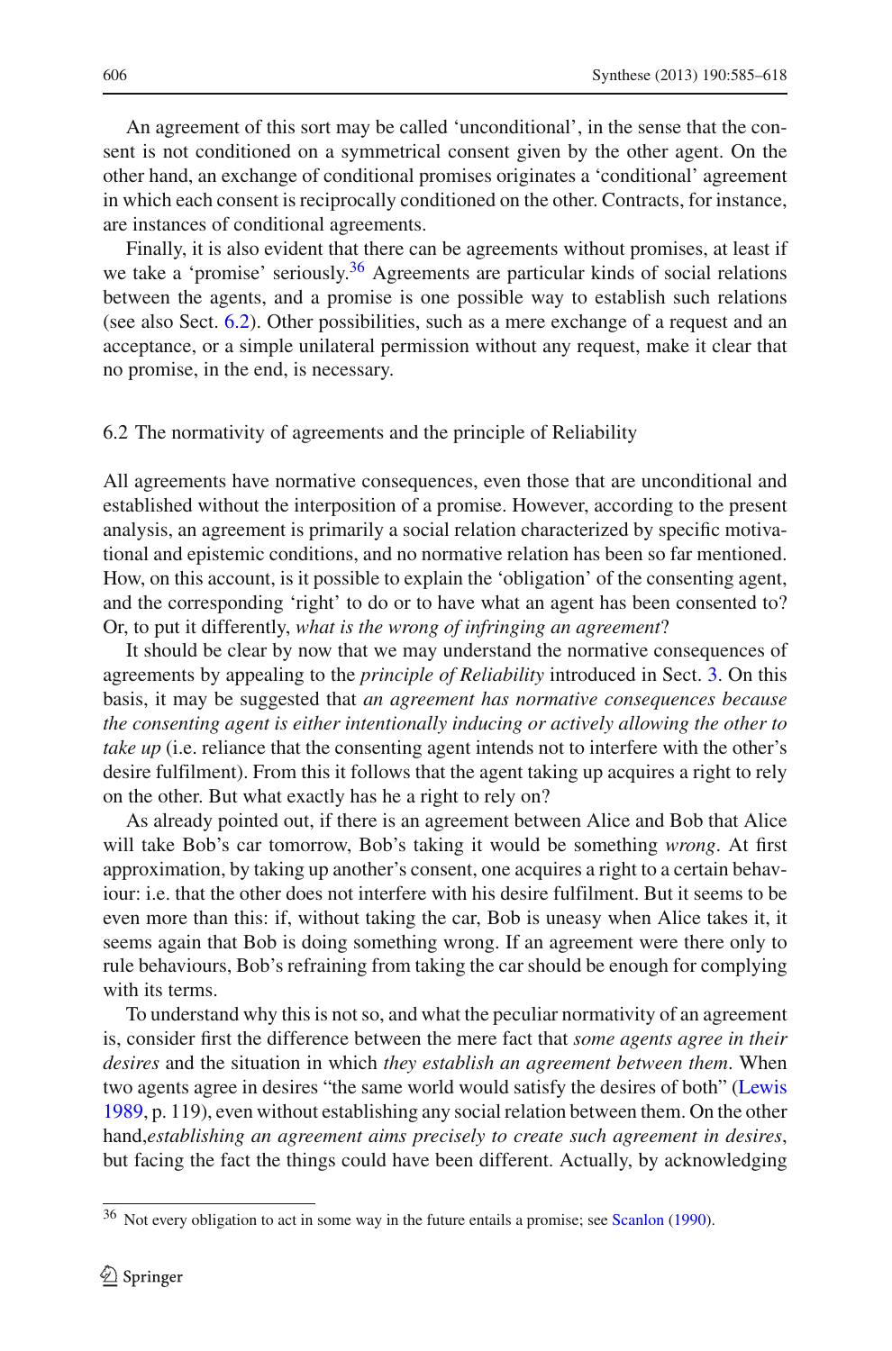An agreement of this sort may be called 'unconditional', in the sense that the consent is not conditioned on a symmetrical consent given by the other agent. On the other hand, an exchange of conditional promises originates a 'conditional' agreement in which each consent is reciprocally conditioned on the other. Contracts, for instance, are instances of conditional agreements.

Finally, it is also evident that there can be agreements without promises, at least if we take a 'promise' seriously.[36] Agreements are particular kinds of social relations between the agents, and a promise is one possible way to establish such relations (see also Sect. 6.2). Other possibilities, such as a mere exchange of a request and an acceptance, or a simple unilateral permission without any request, make it clear that no promise, in the end, is necessary.

## 6.2 The normativity of agreements and the principle of Reliability

All agreements have normative consequences, even those that are unconditional and established without the interposition of a promise. However, according to the present analysis, an agreement is primarily a social relation characterized by specific motivational and epistemic conditions, and no normative relation has been so far mentioned. How, on this account, is it possible to explain the 'obligation' of the consenting agent, and the corresponding 'right' to do or to have what an agent has been consented to? Or, to put it differently, *what is the wrong of infringing an agreement*?

It should be clear by now that we may understand the normative consequences of agreements by appealing to the *principle of Reliability* introduced in Sect. 3. On this basis, it may be suggested that *an agreement has normative consequences because the consenting agent is either intentionally inducing or actively allowing the other to take up* (i.e. reliance that the consenting agent intends not to interfere with the other's desire fulfilment). From this it follows that the agent taking up acquires a right to rely on the other. But what exactly has he a right to rely on?

As already pointed out, if there is an agreement between Alice and Bob that Alice will take Bob's car tomorrow, Bob's taking it would be something *wrong*. At first approximation, by taking up another's consent, one acquires a right to a certain behaviour: i.e. that the other does not interfere with his desire fulfilment. But it seems to be even more than this: if, without taking the car, Bob is uneasy when Alice takes it, it seems again that Bob is doing something wrong. If an agreement were there only to rule behaviours, Bob's refraining from taking the car should be enough for complying with its terms.

To understand why this is not so, and what the peculiar normativity of an agreement is, consider first the difference between the mere fact that *some agents agree in their desires* and the situation in which *they establish an agreement between them*. When two agents agree in desires "the same world would satisfy the desires of both" (Lewis 1989, p. 119), even without establishing any social relation between them. On the other hand,*establishing an agreement aims precisely to create such agreement in desires*, but facing the fact the things could have been different. Actually, by acknowledging

[36] Not every obligation to act in some way in the future entails a promise; see Scanlon (1990).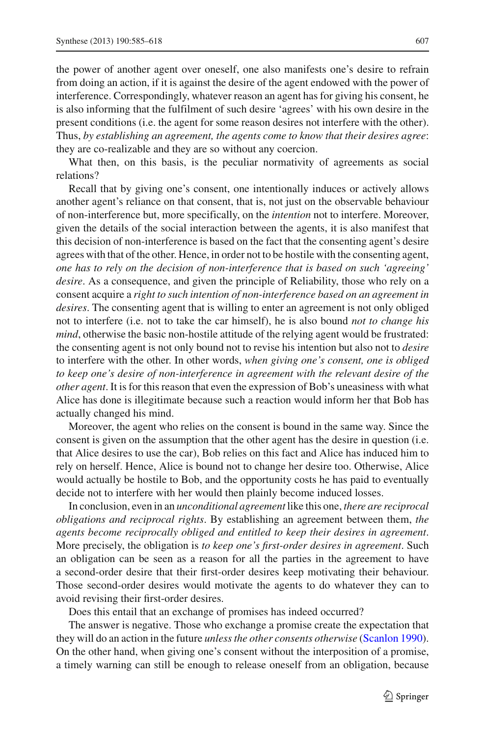the power of another agent over oneself, one also manifests one's desire to refrain from doing an action, if it is against the desire of the agent endowed with the power of interference. Correspondingly, whatever reason an agent has for giving his consent, he is also informing that the fulfilment of such desire 'agrees' with his own desire in the present conditions (i.e. the agent for some reason desires not interfere with the other). Thus, *by establishing an agreement, the agents come to know that their desires agree*: they are co-realizable and they are so without any coercion.

What then, on this basis, is the peculiar normativity of agreements as social relations?

Recall that by giving one's consent, one intentionally induces or actively allows another agent's reliance on that consent, that is, not just on the observable behaviour of non-interference but, more specifically, on the *intention* not to interfere. Moreover, given the details of the social interaction between the agents, it is also manifest that this decision of non-interference is based on the fact that the consenting agent's desire agrees with that of the other. Hence, in order not to be hostile with the consenting agent, *one has to rely on the decision of non-interference that is based on such 'agreeing' desire*. As a consequence, and given the principle of Reliability, those who rely on a consent acquire a *right to such intention of non-interference based on an agreement in desires*. The consenting agent that is willing to enter an agreement is not only obliged not to interfere (i.e. not to take the car himself), he is also bound *not to change his mind*, otherwise the basic non-hostile attitude of the relying agent would be frustrated: the consenting agent is not only bound not to revise his intention but also not to *desire* to interfere with the other. In other words, *when giving one's consent, one is obliged to keep one's desire of non-interference in agreement with the relevant desire of the other agent*. It is for this reason that even the expression of Bob's uneasiness with what Alice has done is illegitimate because such a reaction would inform her that Bob has actually changed his mind.

Moreover, the agent who relies on the consent is bound in the same way. Since the consent is given on the assumption that the other agent has the desire in question (i.e. that Alice desires to use the car), Bob relies on this fact and Alice has induced him to rely on herself. Hence, Alice is bound not to change her desire too. Otherwise, Alice would actually be hostile to Bob, and the opportunity costs he has paid to eventually decide not to interfere with her would then plainly become induced losses.

In conclusion, even in an *unconditional agreement* like this one, *there are reciprocal obligations and reciprocal rights*. By establishing an agreement between them, *the agents become reciprocally obliged and entitled to keep their desires in agreement*. More precisely, the obligation is *to keep one's first-order desires in agreement*. Such an obligation can be seen as a reason for all the parties in the agreement to have a second-order desire that their first-order desires keep motivating their behaviour. Those second-order desires would motivate the agents to do whatever they can to avoid revising their first-order desires.

Does this entail that an exchange of promises has indeed occurred?

The answer is negative. Those who exchange a promise create the expectation that they will do an action in the future *unless the other consents otherwise* (Scanlon 1990). On the other hand, when giving one's consent without the interposition of a promise, a timely warning can still be enough to release oneself from an obligation, because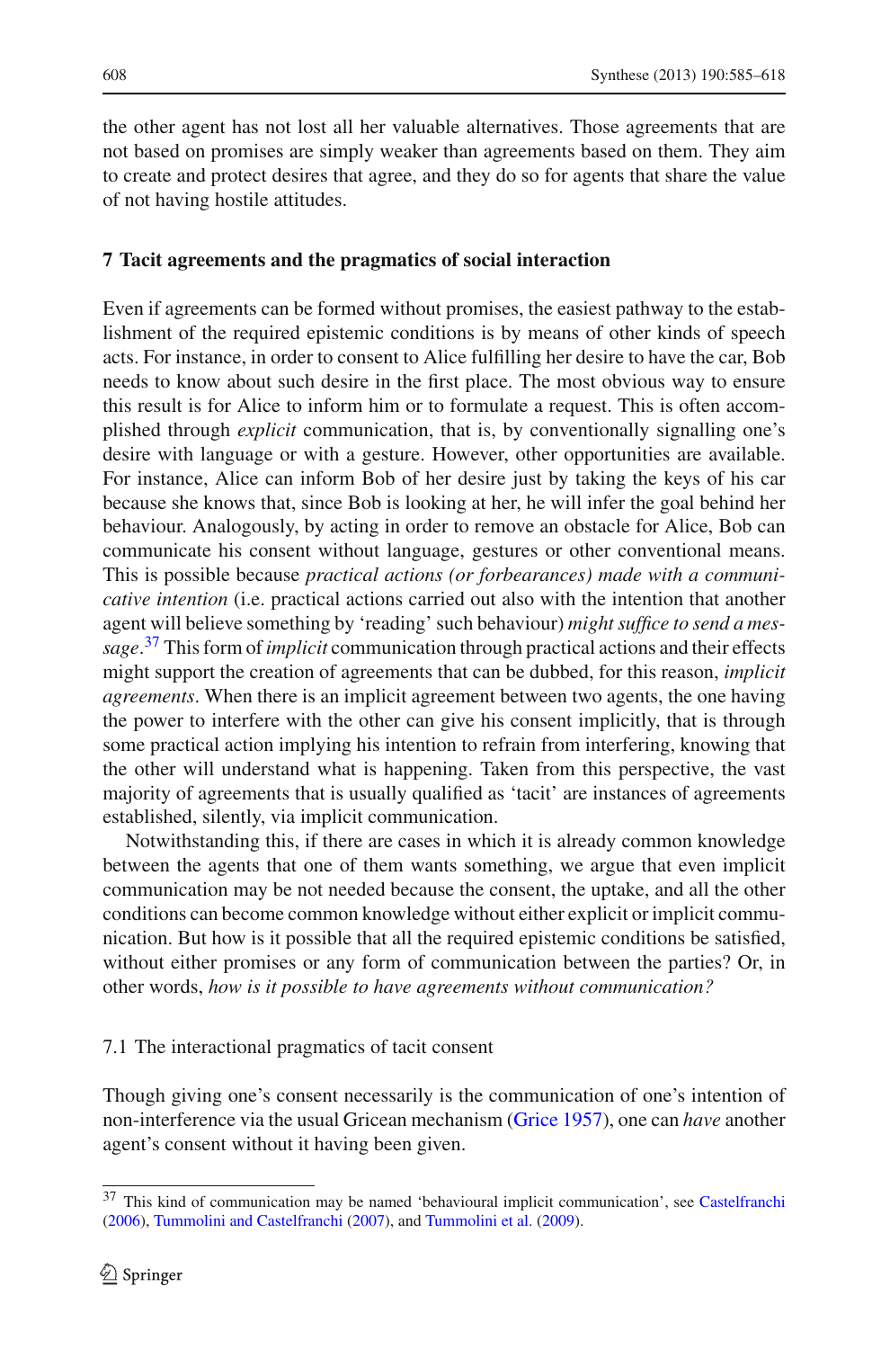the other agent has not lost all her valuable alternatives. Those agreements that are not based on promises are simply weaker than agreements based on them. They aim to create and protect desires that agree, and they do so for agents that share the value of not having hostile attitudes.

## 7 Tacit agreements and the pragmatics of social interaction

Even if agreements can be formed without promises, the easiest pathway to the establishment of the required epistemic conditions is by means of other kinds of speech acts. For instance, in order to consent to Alice fulfilling her desire to have the car, Bob needs to know about such desire in the first place. The most obvious way to ensure this result is for Alice to inform him or to formulate a request. This is often accomplished through *explicit* communication, that is, by conventionally signalling one's desire with language or with a gesture. However, other opportunities are available. For instance, Alice can inform Bob of her desire just by taking the keys of his car because she knows that, since Bob is looking at her, he will infer the goal behind her behaviour. Analogously, by acting in order to remove an obstacle for Alice, Bob can communicate his consent without language, gestures or other conventional means. This is possible because *practical actions (or forbearances) made with a communicative intention* (i.e. practical actions carried out also with the intention that another agent will believe something by 'reading' such behaviour) *might suffice to send a message*.[37] This form of *implicit* communication through practical actions and their effects might support the creation of agreements that can be dubbed, for this reason, *implicit agreements*. When there is an implicit agreement between two agents, the one having the power to interfere with the other can give his consent implicitly, that is through some practical action implying his intention to refrain from interfering, knowing that the other will understand what is happening. Taken from this perspective, the vast majority of agreements that is usually qualified as 'tacit' are instances of agreements established, silently, via implicit communication.

Notwithstanding this, if there are cases in which it is already common knowledge between the agents that one of them wants something, we argue that even implicit communication may be not needed because the consent, the uptake, and all the other conditions can become common knowledge without either explicit or implicit communication. But how is it possible that all the required epistemic conditions be satisfied, without either promises or any form of communication between the parties? Or, in other words, *how is it possible to have agreements without communication?*

### 7.1 The interactional pragmatics of tacit consent

Though giving one's consent necessarily is the communication of one's intention of non-interference via the usual Gricean mechanism (Grice 1957), one can *have* another agent's consent without it having been given.

[37] This kind of communication may be named 'behavioural implicit communication', see Castelfranchi (2006), Tummolini and Castelfranchi (2007), and Tummolini et al. (2009).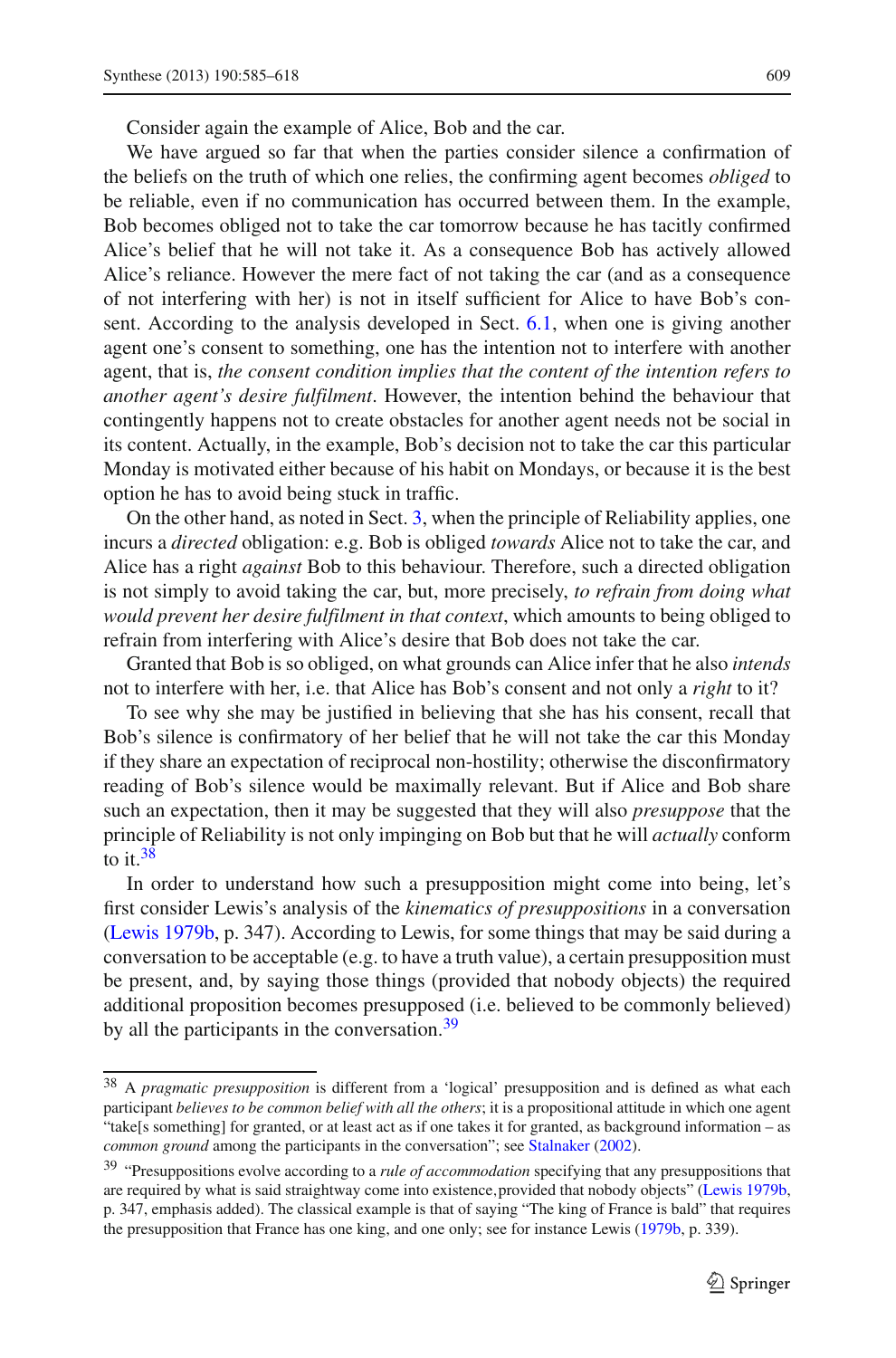Consider again the example of Alice, Bob and the car.

We have argued so far that when the parties consider silence a confirmation of the beliefs on the truth of which one relies, the confirming agent becomes *obliged* to be reliable, even if no communication has occurred between them. In the example, Bob becomes obliged not to take the car tomorrow because he has tacitly confirmed Alice's belief that he will not take it. As a consequence Bob has actively allowed Alice's reliance. However the mere fact of not taking the car (and as a consequence of not interfering with her) is not in itself sufficient for Alice to have Bob's consent. According to the analysis developed in Sect. 6.1, when one is giving another agent one's consent to something, one has the intention not to interfere with another agent, that is, *the consent condition implies that the content of the intention refers to another agent's desire fulfilment*. However, the intention behind the behaviour that contingently happens not to create obstacles for another agent needs not be social in its content. Actually, in the example, Bob's decision not to take the car this particular Monday is motivated either because of his habit on Mondays, or because it is the best option he has to avoid being stuck in traffic.

On the other hand, as noted in Sect. 3, when the principle of Reliability applies, one incurs a *directed* obligation: e.g. Bob is obliged *towards* Alice not to take the car, and Alice has a right *against* Bob to this behaviour. Therefore, such a directed obligation is not simply to avoid taking the car, but, more precisely, *to refrain from doing what would prevent her desire fulfilment in that context*, which amounts to being obliged to refrain from interfering with Alice's desire that Bob does not take the car.

Granted that Bob is so obliged, on what grounds can Alice infer that he also *intends* not to interfere with her, i.e. that Alice has Bob's consent and not only a *right* to it?

To see why she may be justified in believing that she has his consent, recall that Bob's silence is confirmatory of her belief that he will not take the car this Monday if they share an expectation of reciprocal non-hostility; otherwise the disconfirmatory reading of Bob's silence would be maximally relevant. But if Alice and Bob share such an expectation, then it may be suggested that they will also *presuppose* that the principle of Reliability is not only impinging on Bob but that he will *actually* conform to it.[38]

In order to understand how such a presupposition might come into being, let's first consider Lewis's analysis of the *kinematics of presuppositions* in a conversation (Lewis 1979b, p. 347). According to Lewis, for some things that may be said during a conversation to be acceptable (e.g. to have a truth value), a certain presupposition must be present, and, by saying those things (provided that nobody objects) the required additional proposition becomes presupposed (i.e. believed to be commonly believed) by all the participants in the conversation.[39]

---

[38] A *pragmatic presupposition* is different from a 'logical' presupposition and is defined as what each participant *believes to be common belief with all the others*; it is a propositional attitude in which one agent "take[s something] for granted, or at least act as if one takes it for granted, as background information – as *common ground* among the participants in the conversation"; see Stalnaker (2002).

[39] "Presuppositions evolve according to a *rule of accommodation* specifying that any presuppositions that are required by what is said straightway come into existence, provided that nobody objects" (Lewis 1979b, p. 347, emphasis added). The classical example is that of saying "The king of France is bald" that requires the presupposition that France has one king, and one only; see for instance Lewis (1979b, p. 339).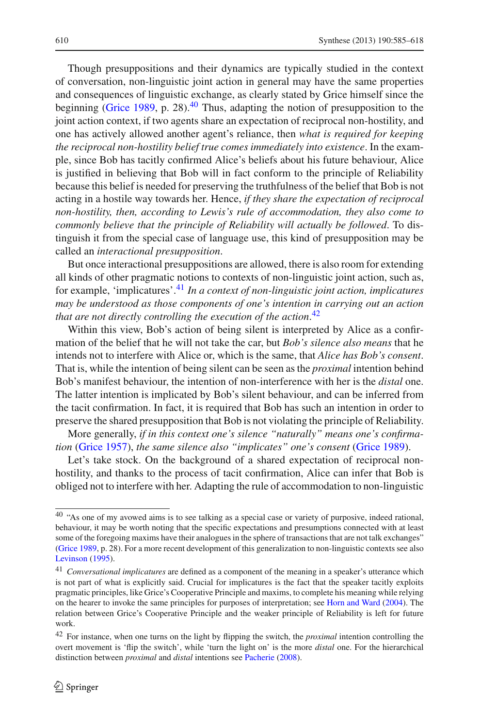Though presuppositions and their dynamics are typically studied in the context of conversation, non-linguistic joint action in general may have the same properties and consequences of linguistic exchange, as clearly stated by Grice himself since the beginning (Grice 1989, p. 28).[40] Thus, adapting the notion of presupposition to the joint action context, if two agents share an expectation of reciprocal non-hostility, and one has actively allowed another agent's reliance, then *what is required for keeping the reciprocal non-hostility belief true comes immediately into existence*. In the example, since Bob has tacitly confirmed Alice's beliefs about his future behaviour, Alice is justified in believing that Bob will in fact conform to the principle of Reliability because this belief is needed for preserving the truthfulness of the belief that Bob is not acting in a hostile way towards her. Hence, *if they share the expectation of reciprocal non-hostility, then, according to Lewis's rule of accommodation, they also come to commonly believe that the principle of Reliability will actually be followed*. To distinguish it from the special case of language use, this kind of presupposition may be called an *interactional presupposition*.

But once interactional presuppositions are allowed, there is also room for extending all kinds of other pragmatic notions to contexts of non-linguistic joint action, such as, for example, 'implicatures'.[41] *In a context of non-linguistic joint action, implicatures may be understood as those components of one's intention in carrying out an action that are not directly controlling the execution of the action*.[42]

Within this view, Bob's action of being silent is interpreted by Alice as a confirmation of the belief that he will not take the car, but *Bob's silence also means* that he intends not to interfere with Alice or, which is the same, that *Alice has Bob's consent*. That is, while the intention of being silent can be seen as the *proximal* intention behind Bob's manifest behaviour, the intention of non-interference with her is the *distal* one. The latter intention is implicated by Bob's silent behaviour, and can be inferred from the tacit confirmation. In fact, it is required that Bob has such an intention in order to preserve the shared presupposition that Bob is not violating the principle of Reliability.

More generally, *if in this context one's silence "naturally" means one's confirmation* (Grice 1957), *the same silence also "implicates" one's consent* (Grice 1989).

Let's take stock. On the background of a shared expectation of reciprocal non-hostility, and thanks to the process of tacit confirmation, Alice can infer that Bob is obliged not to interfere with her. Adapting the rule of accommodation to non-linguistic

---

[40] "As one of my avowed aims is to see talking as a special case or variety of purposive, indeed rational, behaviour, it may be worth noting that the specific expectations and presumptions connected with at least some of the foregoing maxims have their analogues in the sphere of transactions that are not talk exchanges" (Grice 1989, p. 28). For a more recent development of this generalization to non-linguistic contexts see also Levinson (1995).

[41] *Conversational implicatures* are defined as a component of the meaning in a speaker's utterance which is not part of what is explicitly said. Crucial for implicatures is the fact that the speaker tacitly exploits pragmatic principles, like Grice's Cooperative Principle and maxims, to complete his meaning while relying on the hearer to invoke the same principles for purposes of interpretation; see Horn and Ward (2004). The relation between Grice's Cooperative Principle and the weaker principle of Reliability is left for future work.

[42] For instance, when one turns on the light by flipping the switch, the *proximal* intention controlling the overt movement is 'flip the switch', while 'turn the light on' is the more *distal* one. For the hierarchical distinction between *proximal* and *distal* intentions see Pacherie (2008).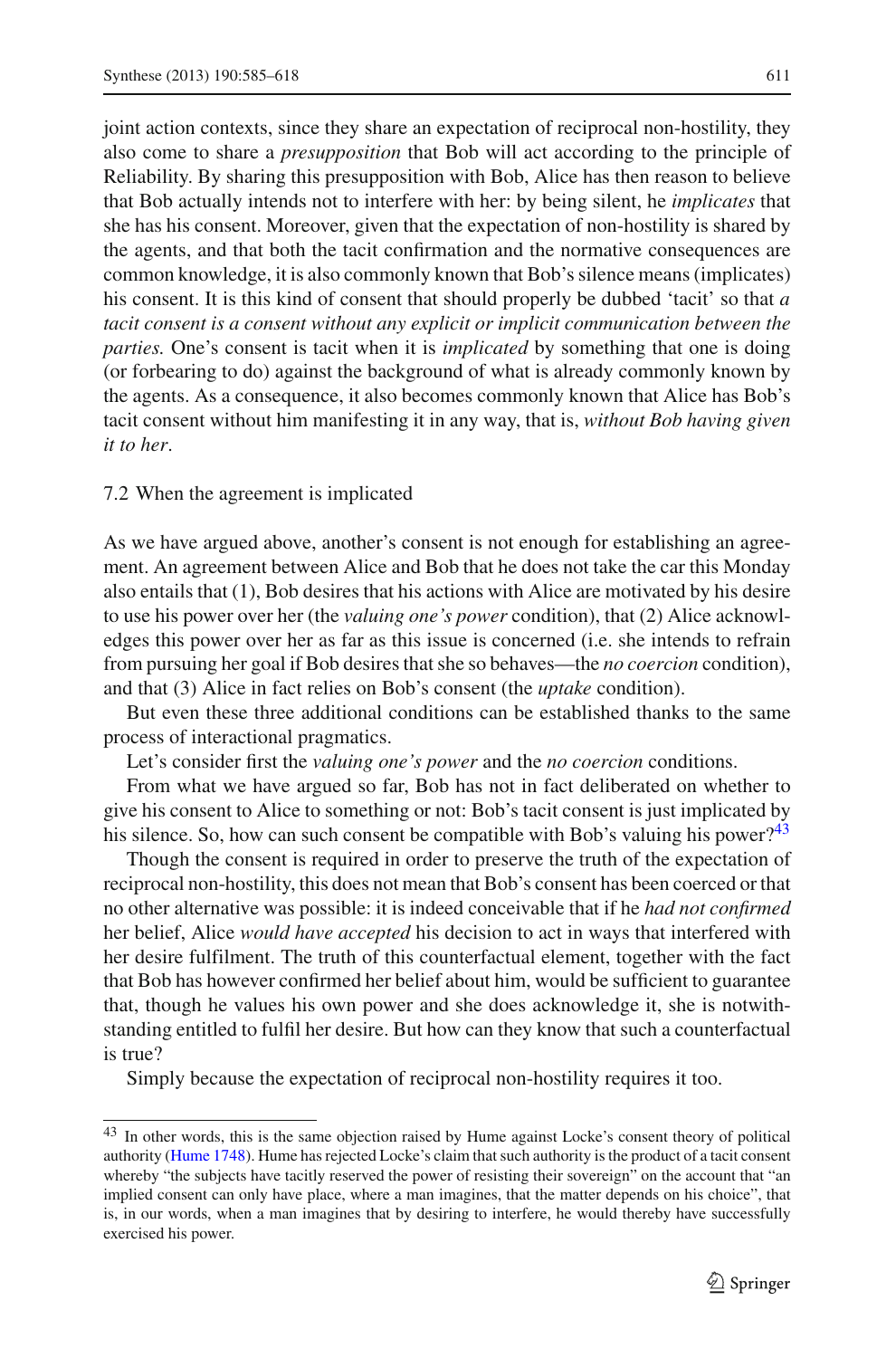joint action contexts, since they share an expectation of reciprocal non-hostility, they also come to share a *presupposition* that Bob will act according to the principle of Reliability. By sharing this presupposition with Bob, Alice has then reason to believe that Bob actually intends not to interfere with her: by being silent, he *implicates* that she has his consent. Moreover, given that the expectation of non-hostility is shared by the agents, and that both the tacit confirmation and the normative consequences are common knowledge, it is also commonly known that Bob's silence means (implicates) his consent. It is this kind of consent that should properly be dubbed 'tacit' so that *a tacit consent is a consent without any explicit or implicit communication between the parties.* One's consent is tacit when it is *implicated* by something that one is doing (or forbearing to do) against the background of what is already commonly known by the agents. As a consequence, it also becomes commonly known that Alice has Bob's tacit consent without him manifesting it in any way, that is, *without Bob having given it to her*.

### 7.2 When the agreement is implicated

As we have argued above, another's consent is not enough for establishing an agreement. An agreement between Alice and Bob that he does not take the car this Monday also entails that (1), Bob desires that his actions with Alice are motivated by his desire to use his power over her (the *valuing one's power* condition), that (2) Alice acknowledges this power over her as far as this issue is concerned (i.e. she intends to refrain from pursuing her goal if Bob desires that she so behaves—the *no coercion* condition), and that (3) Alice in fact relies on Bob's consent (the *uptake* condition).

But even these three additional conditions can be established thanks to the same process of interactional pragmatics.

Let's consider first the *valuing one's power* and the *no coercion* conditions.

From what we have argued so far, Bob has not in fact deliberated on whether to give his consent to Alice to something or not: Bob's tacit consent is just implicated by his silence. So, how can such consent be compatible with Bob's valuing his power?[43]

Though the consent is required in order to preserve the truth of the expectation of reciprocal non-hostility, this does not mean that Bob's consent has been coerced or that no other alternative was possible: it is indeed conceivable that if he *had not confirmed* her belief, Alice *would have accepted* his decision to act in ways that interfered with her desire fulfilment. The truth of this counterfactual element, together with the fact that Bob has however confirmed her belief about him, would be sufficient to guarantee that, though he values his own power and she does acknowledge it, she is notwithstanding entitled to fulfil her desire. But how can they know that such a counterfactual is true?

Simply because the expectation of reciprocal non-hostility requires it too.

---

[43] In other words, this is the same objection raised by Hume against Locke's consent theory of political authority (Hume 1748). Hume has rejected Locke's claim that such authority is the product of a tacit consent whereby "the subjects have tacitly reserved the power of resisting their sovereign" on the account that "an implied consent can only have place, where a man imagines, that the matter depends on his choice", that is, in our words, when a man imagines that by desiring to interfere, he would thereby have successfully exercised his power.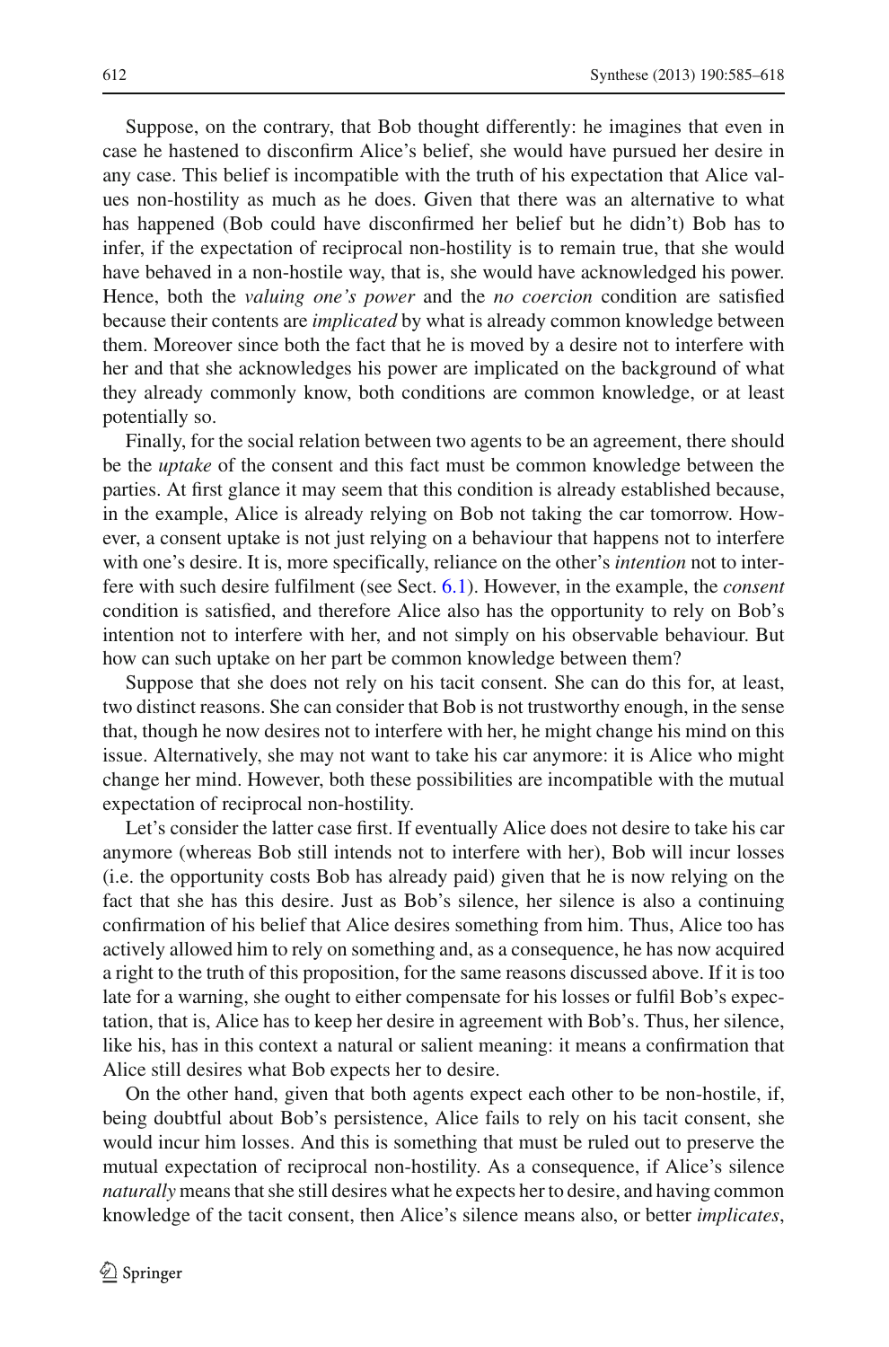Suppose, on the contrary, that Bob thought differently: he imagines that even in case he hastened to disconfirm Alice's belief, she would have pursued her desire in any case. This belief is incompatible with the truth of his expectation that Alice values non-hostility as much as he does. Given that there was an alternative to what has happened (Bob could have disconfirmed her belief but he didn't) Bob has to infer, if the expectation of reciprocal non-hostility is to remain true, that she would have behaved in a non-hostile way, that is, she would have acknowledged his power. Hence, both the *valuing one's power* and the *no coercion* condition are satisfied because their contents are *implicated* by what is already common knowledge between them. Moreover since both the fact that he is moved by a desire not to interfere with her and that she acknowledges his power are implicated on the background of what they already commonly know, both conditions are common knowledge, or at least potentially so.

Finally, for the social relation between two agents to be an agreement, there should be the *uptake* of the consent and this fact must be common knowledge between the parties. At first glance it may seem that this condition is already established because, in the example, Alice is already relying on Bob not taking the car tomorrow. However, a consent uptake is not just relying on a behaviour that happens not to interfere with one's desire. It is, more specifically, reliance on the other's *intention* not to interfere with such desire fulfilment (see Sect. 6.1). However, in the example, the *consent* condition is satisfied, and therefore Alice also has the opportunity to rely on Bob's intention not to interfere with her, and not simply on his observable behaviour. But how can such uptake on her part be common knowledge between them?

Suppose that she does not rely on his tacit consent. She can do this for, at least, two distinct reasons. She can consider that Bob is not trustworthy enough, in the sense that, though he now desires not to interfere with her, he might change his mind on this issue. Alternatively, she may not want to take his car anymore: it is Alice who might change her mind. However, both these possibilities are incompatible with the mutual expectation of reciprocal non-hostility.

Let's consider the latter case first. If eventually Alice does not desire to take his car anymore (whereas Bob still intends not to interfere with her), Bob will incur losses (i.e. the opportunity costs Bob has already paid) given that he is now relying on the fact that she has this desire. Just as Bob's silence, her silence is also a continuing confirmation of his belief that Alice desires something from him. Thus, Alice too has actively allowed him to rely on something and, as a consequence, he has now acquired a right to the truth of this proposition, for the same reasons discussed above. If it is too late for a warning, she ought to either compensate for his losses or fulfil Bob's expectation, that is, Alice has to keep her desire in agreement with Bob's. Thus, her silence, like his, has in this context a natural or salient meaning: it means a confirmation that Alice still desires what Bob expects her to desire.

On the other hand, given that both agents expect each other to be non-hostile, if, being doubtful about Bob's persistence, Alice fails to rely on his tacit consent, she would incur him losses. And this is something that must be ruled out to preserve the mutual expectation of reciprocal non-hostility. As a consequence, if Alice's silence *naturally* means that she still desires what he expects her to desire, and having common knowledge of the tacit consent, then Alice's silence means also, or better *implicates*,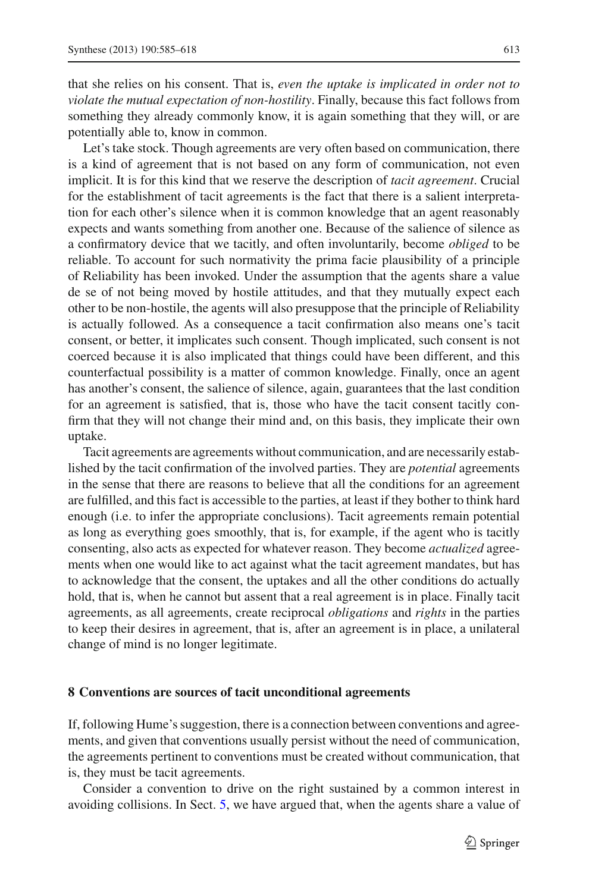that she relies on his consent. That is, *even the uptake is implicated in order not to violate the mutual expectation of non-hostility*. Finally, because this fact follows from something they already commonly know, it is again something that they will, or are potentially able to, know in common.

Let's take stock. Though agreements are very often based on communication, there is a kind of agreement that is not based on any form of communication, not even implicit. It is for this kind that we reserve the description of *tacit agreement*. Crucial for the establishment of tacit agreements is the fact that there is a salient interpretation for each other's silence when it is common knowledge that an agent reasonably expects and wants something from another one. Because of the salience of silence as a confirmatory device that we tacitly, and often involuntarily, become *obliged* to be reliable. To account for such normativity the prima facie plausibility of a principle of Reliability has been invoked. Under the assumption that the agents share a value de se of not being moved by hostile attitudes, and that they mutually expect each other to be non-hostile, the agents will also presuppose that the principle of Reliability is actually followed. As a consequence a tacit confirmation also means one's tacit consent, or better, it implicates such consent. Though implicated, such consent is not coerced because it is also implicated that things could have been different, and this counterfactual possibility is a matter of common knowledge. Finally, once an agent has another's consent, the salience of silence, again, guarantees that the last condition for an agreement is satisfied, that is, those who have the tacit consent tacitly confirm that they will not change their mind and, on this basis, they implicate their own uptake.

Tacit agreements are agreements without communication, and are necessarily established by the tacit confirmation of the involved parties. They are *potential* agreements in the sense that there are reasons to believe that all the conditions for an agreement are fulfilled, and this fact is accessible to the parties, at least if they bother to think hard enough (i.e. to infer the appropriate conclusions). Tacit agreements remain potential as long as everything goes smoothly, that is, for example, if the agent who is tacitly consenting, also acts as expected for whatever reason. They become *actualized* agreements when one would like to act against what the tacit agreement mandates, but has to acknowledge that the consent, the uptakes and all the other conditions do actually hold, that is, when he cannot but assent that a real agreement is in place. Finally tacit agreements, as all agreements, create reciprocal *obligations* and *rights* in the parties to keep their desires in agreement, that is, after an agreement is in place, a unilateral change of mind is no longer legitimate.

## 8 Conventions are sources of tacit unconditional agreements

If, following Hume's suggestion, there is a connection between conventions and agreements, and given that conventions usually persist without the need of communication, the agreements pertinent to conventions must be created without communication, that is, they must be tacit agreements.

Consider a convention to drive on the right sustained by a common interest in avoiding collisions. In Sect. 5, we have argued that, when the agents share a value of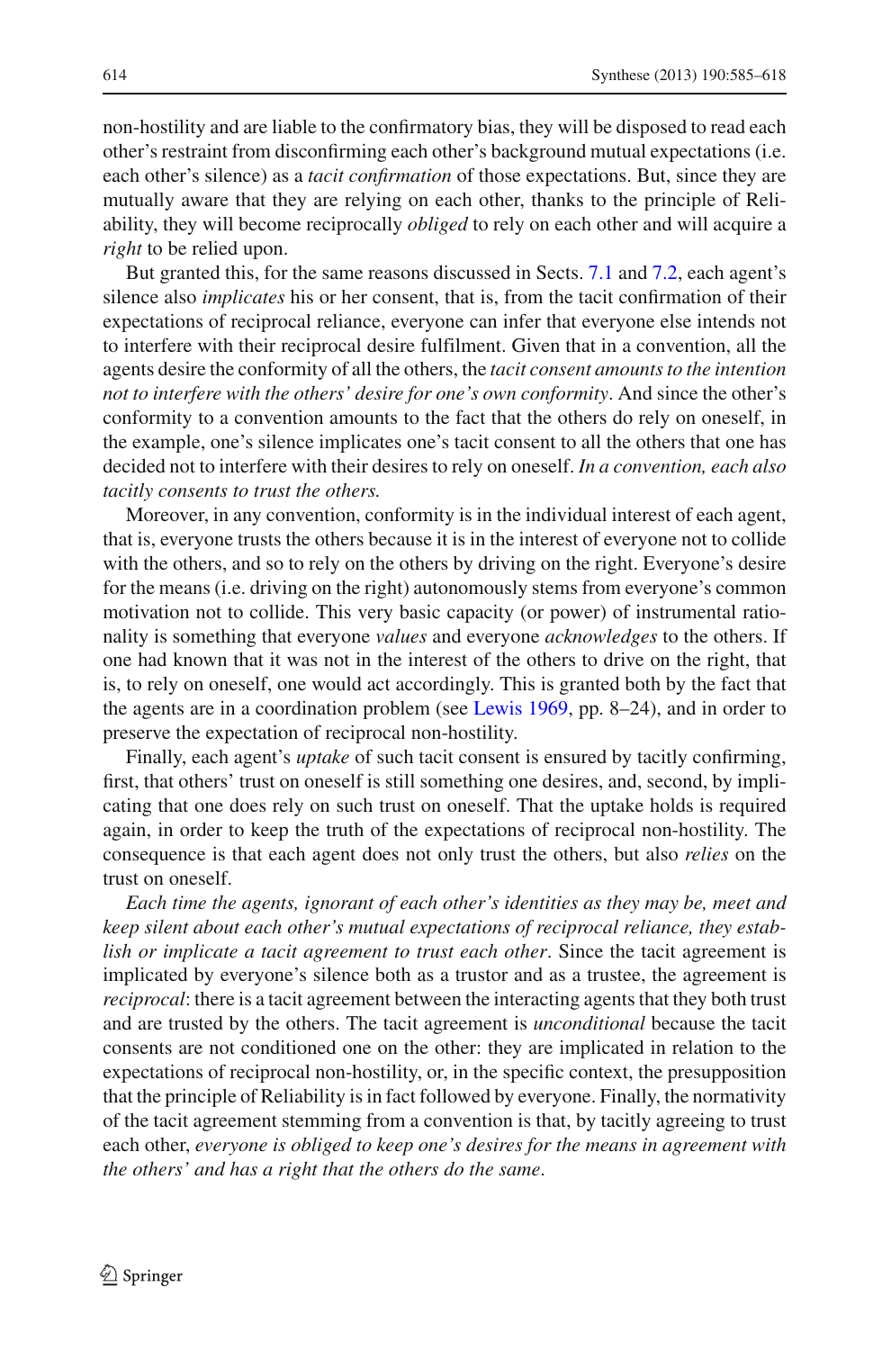non-hostility and are liable to the confirmatory bias, they will be disposed to read each other's restraint from disconfirming each other's background mutual expectations (i.e. each other's silence) as a *tacit confirmation* of those expectations. But, since they are mutually aware that they are relying on each other, thanks to the principle of Reliability, they will become reciprocally *obliged* to rely on each other and will acquire a *right* to be relied upon.

But granted this, for the same reasons discussed in Sects. 7.1 and 7.2, each agent's silence also *implicates* his or her consent, that is, from the tacit confirmation of their expectations of reciprocal reliance, everyone can infer that everyone else intends not to interfere with their reciprocal desire fulfilment. Given that in a convention, all the agents desire the conformity of all the others, the *tacit consent amounts to the intention not to interfere with the others' desire for one's own conformity*. And since the other's conformity to a convention amounts to the fact that the others do rely on oneself, in the example, one's silence implicates one's tacit consent to all the others that one has decided not to interfere with their desires to rely on oneself. *In a convention, each also tacitly consents to trust the others.*

Moreover, in any convention, conformity is in the individual interest of each agent, that is, everyone trusts the others because it is in the interest of everyone not to collide with the others, and so to rely on the others by driving on the right. Everyone's desire for the means (i.e. driving on the right) autonomously stems from everyone's common motivation not to collide. This very basic capacity (or power) of instrumental rationality is something that everyone *values* and everyone *acknowledges* to the others. If one had known that it was not in the interest of the others to drive on the right, that is, to rely on oneself, one would act accordingly. This is granted both by the fact that the agents are in a coordination problem (see Lewis 1969, pp. 8–24), and in order to preserve the expectation of reciprocal non-hostility.

Finally, each agent's *uptake* of such tacit consent is ensured by tacitly confirming, first, that others' trust on oneself is still something one desires, and, second, by implicating that one does rely on such trust on oneself. That the uptake holds is required again, in order to keep the truth of the expectations of reciprocal non-hostility. The consequence is that each agent does not only trust the others, but also *relies* on the trust on oneself.

*Each time the agents, ignorant of each other's identities as they may be, meet and keep silent about each other's mutual expectations of reciprocal reliance, they establish or implicate a tacit agreement to trust each other*. Since the tacit agreement is implicated by everyone's silence both as a trustor and as a trustee, the agreement is *reciprocal*: there is a tacit agreement between the interacting agents that they both trust and are trusted by the others. The tacit agreement is *unconditional* because the tacit consents are not conditioned one on the other: they are implicated in relation to the expectations of reciprocal non-hostility, or, in the specific context, the presupposition that the principle of Reliability is in fact followed by everyone. Finally, the normativity of the tacit agreement stemming from a convention is that, by tacitly agreeing to trust each other, *everyone is obliged to keep one's desires for the means in agreement with the others' and has a right that the others do the same*.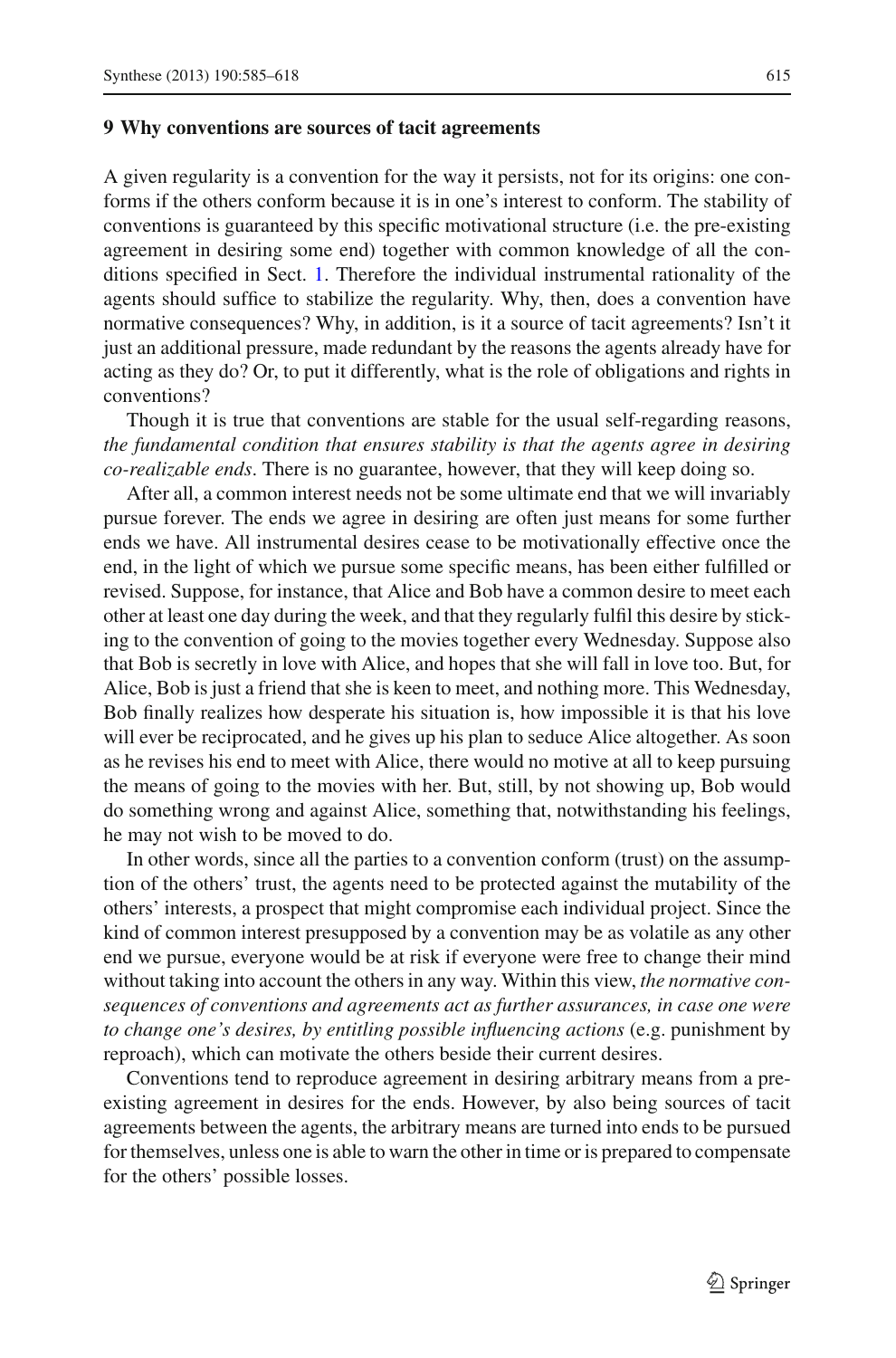## 9 Why conventions are sources of tacit agreements

A given regularity is a convention for the way it persists, not for its origins: one conforms if the others conform because it is in one's interest to conform. The stability of conventions is guaranteed by this specific motivational structure (i.e. the pre-existing agreement in desiring some end) together with common knowledge of all the conditions specified in Sect. 1. Therefore the individual instrumental rationality of the agents should suffice to stabilize the regularity. Why, then, does a convention have normative consequences? Why, in addition, is it a source of tacit agreements? Isn't it just an additional pressure, made redundant by the reasons the agents already have for acting as they do? Or, to put it differently, what is the role of obligations and rights in conventions?

Though it is true that conventions are stable for the usual self-regarding reasons, *the fundamental condition that ensures stability is that the agents agree in desiring co-realizable ends*. There is no guarantee, however, that they will keep doing so.

After all, a common interest needs not be some ultimate end that we will invariably pursue forever. The ends we agree in desiring are often just means for some further ends we have. All instrumental desires cease to be motivationally effective once the end, in the light of which we pursue some specific means, has been either fulfilled or revised. Suppose, for instance, that Alice and Bob have a common desire to meet each other at least one day during the week, and that they regularly fulfil this desire by sticking to the convention of going to the movies together every Wednesday. Suppose also that Bob is secretly in love with Alice, and hopes that she will fall in love too. But, for Alice, Bob is just a friend that she is keen to meet, and nothing more. This Wednesday, Bob finally realizes how desperate his situation is, how impossible it is that his love will ever be reciprocated, and he gives up his plan to seduce Alice altogether. As soon as he revises his end to meet with Alice, there would no motive at all to keep pursuing the means of going to the movies with her. But, still, by not showing up, Bob would do something wrong and against Alice, something that, notwithstanding his feelings, he may not wish to be moved to do.

In other words, since all the parties to a convention conform (trust) on the assumption of the others' trust, the agents need to be protected against the mutability of the others' interests, a prospect that might compromise each individual project. Since the kind of common interest presupposed by a convention may be as volatile as any other end we pursue, everyone would be at risk if everyone were free to change their mind without taking into account the others in any way. Within this view, *the normative consequences of conventions and agreements act as further assurances, in case one were to change one's desires, by entitling possible influencing actions* (e.g. punishment by reproach), which can motivate the others beside their current desires.

Conventions tend to reproduce agreement in desiring arbitrary means from a pre-existing agreement in desires for the ends. However, by also being sources of tacit agreements between the agents, the arbitrary means are turned into ends to be pursued for themselves, unless one is able to warn the other in time or is prepared to compensate for the others' possible losses.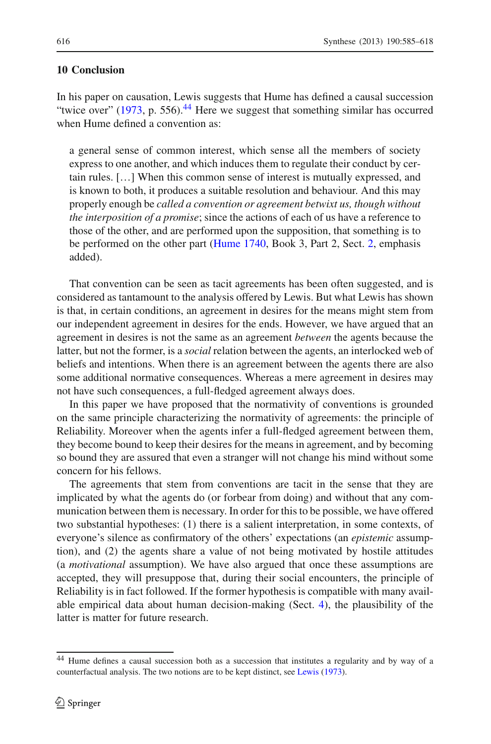## 10 Conclusion

In his paper on causation, Lewis suggests that Hume has defined a causal succession "twice over" (1973, p. 556).[44] Here we suggest that something similar has occurred when Hume defined a convention as:

> a general sense of common interest, which sense all the members of society express to one another, and which induces them to regulate their conduct by certain rules. [...] When this common sense of interest is mutually expressed, and is known to both, it produces a suitable resolution and behaviour. And this may properly enough be *called a convention or agreement betwixt us, though without the interposition of a promise*; since the actions of each of us have a reference to those of the other, and are performed upon the supposition, that something is to be performed on the other part (Hume 1740, Book 3, Part 2, Sect. 2, emphasis added).

That convention can be seen as tacit agreements has been often suggested, and is considered as tantamount to the analysis offered by Lewis. But what Lewis has shown is that, in certain conditions, an agreement in desires for the means might stem from our independent agreement in desires for the ends. However, we have argued that an agreement in desires is not the same as an agreement *between* the agents because the latter, but not the former, is a *social* relation between the agents, an interlocked web of beliefs and intentions. When there is an agreement between the agents there are also some additional normative consequences. Whereas a mere agreement in desires may not have such consequences, a full-fledged agreement always does.

In this paper we have proposed that the normativity of conventions is grounded on the same principle characterizing the normativity of agreements: the principle of Reliability. Moreover when the agents infer a full-fledged agreement between them, they become bound to keep their desires for the means in agreement, and by becoming so bound they are assured that even a stranger will not change his mind without some concern for his fellows.

The agreements that stem from conventions are tacit in the sense that they are implicated by what the agents do (or forbear from doing) and without that any communication between them is necessary. In order for this to be possible, we have offered two substantial hypotheses: (1) there is a salient interpretation, in some contexts, of everyone's silence as confirmatory of the others' expectations (an *epistemic* assumption), and (2) the agents share a value of not being motivated by hostile attitudes (a *motivational* assumption). We have also argued that once these assumptions are accepted, they will presuppose that, during their social encounters, the principle of Reliability is in fact followed. If the former hypothesis is compatible with many available empirical data about human decision-making (Sect. 4), the plausibility of the latter is matter for future research.

---

[44] Hume defines a causal succession both as a succession that institutes a regularity and by way of a counterfactual analysis. The two notions are to be kept distinct, see Lewis (1973).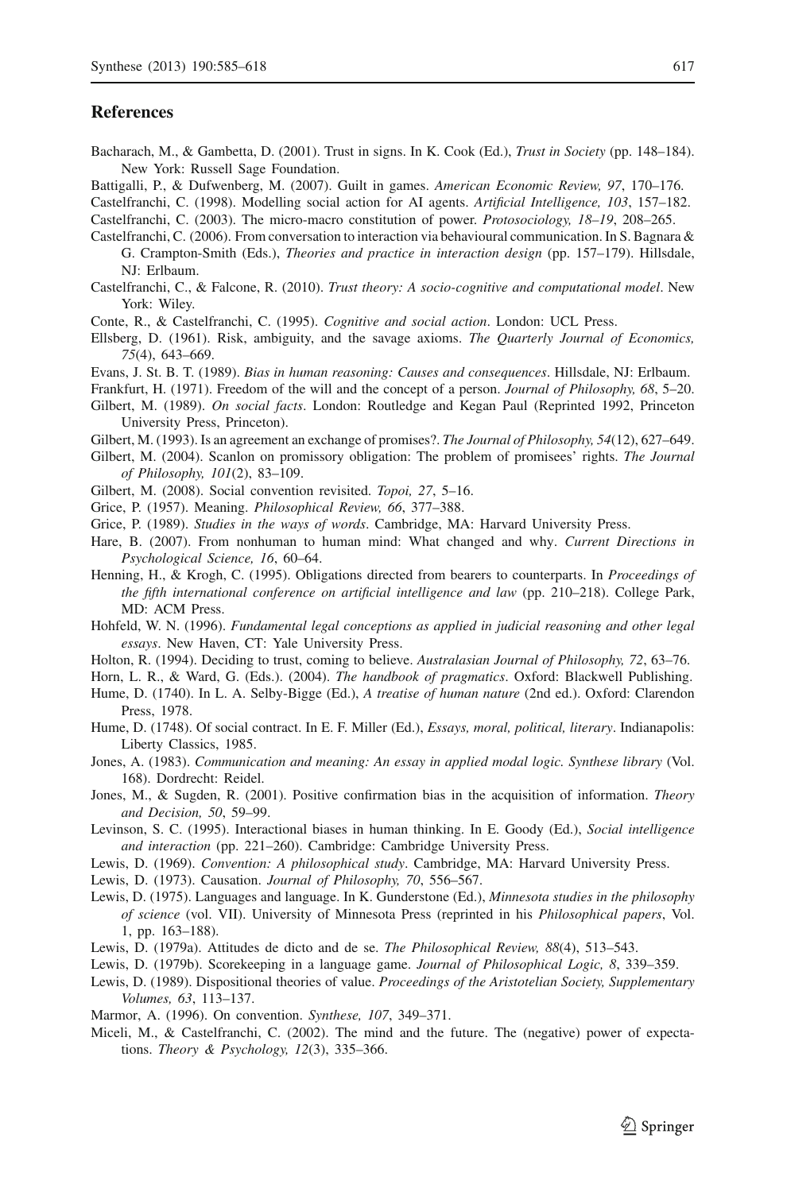## References

Bacharach, M., & Gambetta, D. (2001). Trust in signs. In K. Cook (Ed.), *Trust in Society* (pp. 148–184). New York: Russell Sage Foundation.

Battigalli, P., & Dufwenberg, M. (2007). Guilt in games. *American Economic Review, 97*, 170–176.

Castelfranchi, C. (1998). Modelling social action for AI agents. *Artificial Intelligence, 103*, 157–182.

Castelfranchi, C. (2003). The micro-macro constitution of power. *Protosociology, 18–19*, 208–265.

Castelfranchi, C. (2006). From conversation to interaction via behavioural communication. In S. Bagnara & G. Crampton-Smith (Eds.), *Theories and practice in interaction design* (pp. 157–179). Hillsdale, NJ: Erlbaum.

Castelfranchi, C., & Falcone, R. (2010). *Trust theory: A socio-cognitive and computational model*. New York: Wiley.

Conte, R., & Castelfranchi, C. (1995). *Cognitive and social action*. London: UCL Press.

Ellsberg, D. (1961). Risk, ambiguity, and the savage axioms. *The Quarterly Journal of Economics, 75*(4), 643–669.

Evans, J. St. B. T. (1989). *Bias in human reasoning: Causes and consequences*. Hillsdale, NJ: Erlbaum.

Frankfurt, H. (1971). Freedom of the will and the concept of a person. *Journal of Philosophy, 68*, 5–20.

Gilbert, M. (1989). *On social facts*. London: Routledge and Kegan Paul (Reprinted 1992, Princeton University Press, Princeton).

Gilbert, M. (1993). Is an agreement an exchange of promises?. *The Journal of Philosophy, 54*(12), 627–649.

Gilbert, M. (2004). Scanlon on promissory obligation: The problem of promisees' rights. *The Journal of Philosophy, 101*(2), 83–109.

Gilbert, M. (2008). Social convention revisited. *Topoi, 27*, 5–16.

Grice, P. (1957). Meaning. *Philosophical Review, 66*, 377–388.

Grice, P. (1989). *Studies in the ways of words*. Cambridge, MA: Harvard University Press.

Hare, B. (2007). From nonhuman to human mind: What changed and why. *Current Directions in Psychological Science, 16*, 60–64.

Henning, H., & Krogh, C. (1995). Obligations directed from bearers to counterparts. In *Proceedings of the fifth international conference on artificial intelligence and law* (pp. 210–218). College Park, MD: ACM Press.

Hohfeld, W. N. (1996). *Fundamental legal conceptions as applied in judicial reasoning and other legal essays*. New Haven, CT: Yale University Press.

Holton, R. (1994). Deciding to trust, coming to believe. *Australasian Journal of Philosophy, 72*, 63–76.

Horn, L. R., & Ward, G. (Eds.). (2004). *The handbook of pragmatics*. Oxford: Blackwell Publishing.

Hume, D. (1740). In L. A. Selby-Bigge (Ed.), *A treatise of human nature* (2nd ed.). Oxford: Clarendon Press, 1978.

Hume, D. (1748). Of social contract. In E. F. Miller (Ed.), *Essays, moral, political, literary*. Indianapolis: Liberty Classics, 1985.

Jones, A. (1983). *Communication and meaning: An essay in applied modal logic. Synthese library* (Vol. 168). Dordrecht: Reidel.

Jones, M., & Sugden, R. (2001). Positive confirmation bias in the acquisition of information. *Theory and Decision, 50*, 59–99.

Levinson, S. C. (1995). Interactional biases in human thinking. In E. Goody (Ed.), *Social intelligence and interaction* (pp. 221–260). Cambridge: Cambridge University Press.

Lewis, D. (1969). *Convention: A philosophical study*. Cambridge, MA: Harvard University Press.

Lewis, D. (1973). Causation. *Journal of Philosophy, 70*, 556–567.

Lewis, D. (1975). Languages and language. In K. Gunderstone (Ed.), *Minnesota studies in the philosophy of science* (vol. VII). University of Minnesota Press (reprinted in his *Philosophical papers*, Vol. 1, pp. 163–188).

Lewis, D. (1979a). Attitudes de dicto and de se. *The Philosophical Review, 88*(4), 513–543.

Lewis, D. (1979b). Scorekeeping in a language game. *Journal of Philosophical Logic, 8*, 339–359.

Lewis, D. (1989). Dispositional theories of value. *Proceedings of the Aristotelian Society, Supplementary Volumes, 63*, 113–137.

Marmor, A. (1996). On convention. *Synthese, 107*, 349–371.

Miceli, M., & Castelfranchi, C. (2002). The mind and the future. The (negative) power of expectations. *Theory & Psychology, 12*(3), 335–366.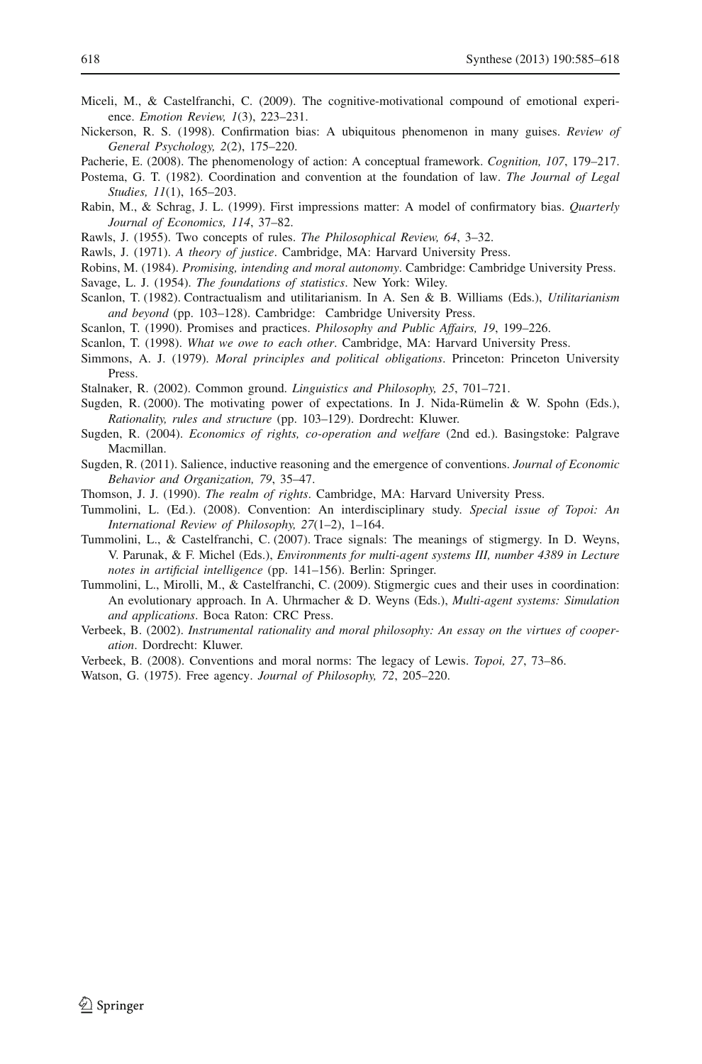Miceli, M., & Castelfranchi, C. (2009). The cognitive-motivational compound of emotional experience. *Emotion Review, 1*(3), 223–231.

Nickerson, R. S. (1998). Confirmation bias: A ubiquitous phenomenon in many guises. *Review of General Psychology, 2*(2), 175–220.

Pacherie, E. (2008). The phenomenology of action: A conceptual framework. *Cognition, 107*, 179–217.

Postema, G. T. (1982). Coordination and convention at the foundation of law. *The Journal of Legal Studies, 11*(1), 165–203.

Rabin, M., & Schrag, J. L. (1999). First impressions matter: A model of confirmatory bias. *Quarterly Journal of Economics, 114*, 37–82.

Rawls, J. (1955). Two concepts of rules. *The Philosophical Review, 64*, 3–32.

Rawls, J. (1971). *A theory of justice*. Cambridge, MA: Harvard University Press.

Robins, M. (1984). *Promising, intending and moral autonomy*. Cambridge: Cambridge University Press.

Savage, L. J. (1954). *The foundations of statistics*. New York: Wiley.

Scanlon, T. (1982). Contractualism and utilitarianism. In A. Sen & B. Williams (Eds.), *Utilitarianism and beyond* (pp. 103–128). Cambridge: Cambridge University Press.

Scanlon, T. (1990). Promises and practices. *Philosophy and Public Affairs, 19*, 199–226.

Scanlon, T. (1998). *What we owe to each other*. Cambridge, MA: Harvard University Press.

Simmons, A. J. (1979). *Moral principles and political obligations*. Princeton: Princeton University Press.

Stalnaker, R. (2002). Common ground. *Linguistics and Philosophy, 25*, 701–721.

Sugden, R. (2000). The motivating power of expectations. In J. Nida-Rümelin & W. Spohn (Eds.), *Rationality, rules and structure* (pp. 103–129). Dordrecht: Kluwer.

Sugden, R. (2004). *Economics of rights, co-operation and welfare* (2nd ed.). Basingstoke: Palgrave Macmillan.

Sugden, R. (2011). Salience, inductive reasoning and the emergence of conventions. *Journal of Economic Behavior and Organization, 79*, 35–47.

Thomson, J. J. (1990). *The realm of rights*. Cambridge, MA: Harvard University Press.

Tummolini, L. (Ed.). (2008). Convention: An interdisciplinary study. *Special issue of Topoi: An International Review of Philosophy, 27*(1–2), 1–164.

Tummolini, L., & Castelfranchi, C. (2007). Trace signals: The meanings of stigmergy. In D. Weyns, V. Parunak, & F. Michel (Eds.), *Environments for multi-agent systems III, number 4389 in Lecture notes in artificial intelligence* (pp. 141–156). Berlin: Springer.

Tummolini, L., Mirolli, M., & Castelfranchi, C. (2009). Stigmergic cues and their uses in coordination: An evolutionary approach. In A. Uhrmacher & D. Weyns (Eds.), *Multi-agent systems: Simulation and applications*. Boca Raton: CRC Press.

Verbeek, B. (2002). *Instrumental rationality and moral philosophy: An essay on the virtues of cooperation*. Dordrecht: Kluwer.

Verbeek, B. (2008). Conventions and moral norms: The legacy of Lewis. *Topoi, 27*, 73–86.

Watson, G. (1975). Free agency. *Journal of Philosophy, 72*, 205–220.